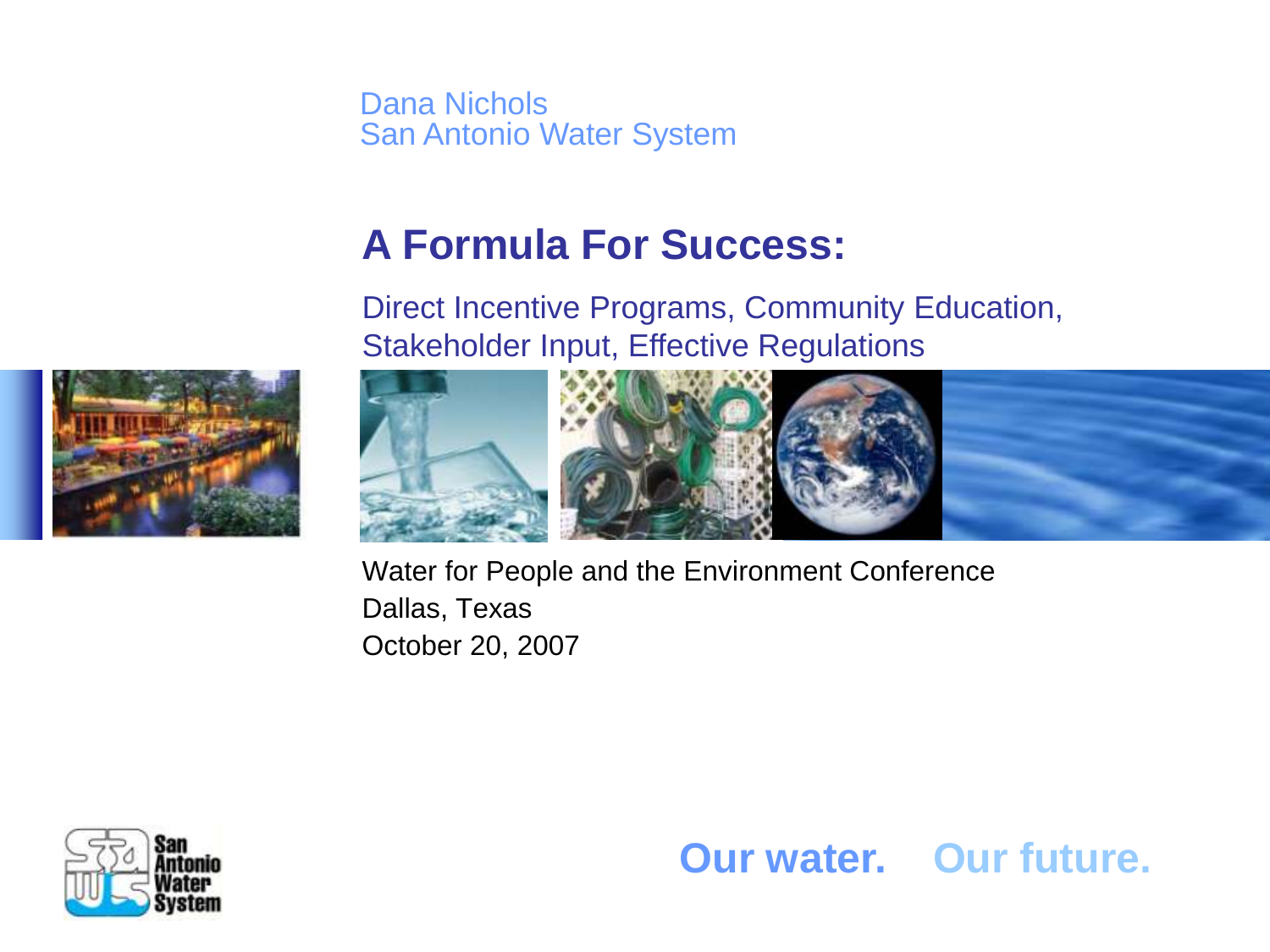Dana Nichols
San Antonio Water System

# A Formula For Success:

Direct Incentive Programs, Community Education, Stakeholder Input, Effective Regulations

Water for People and the Environment Conference
Dallas, Texas
October 20, 2007

**Our water. Our future.**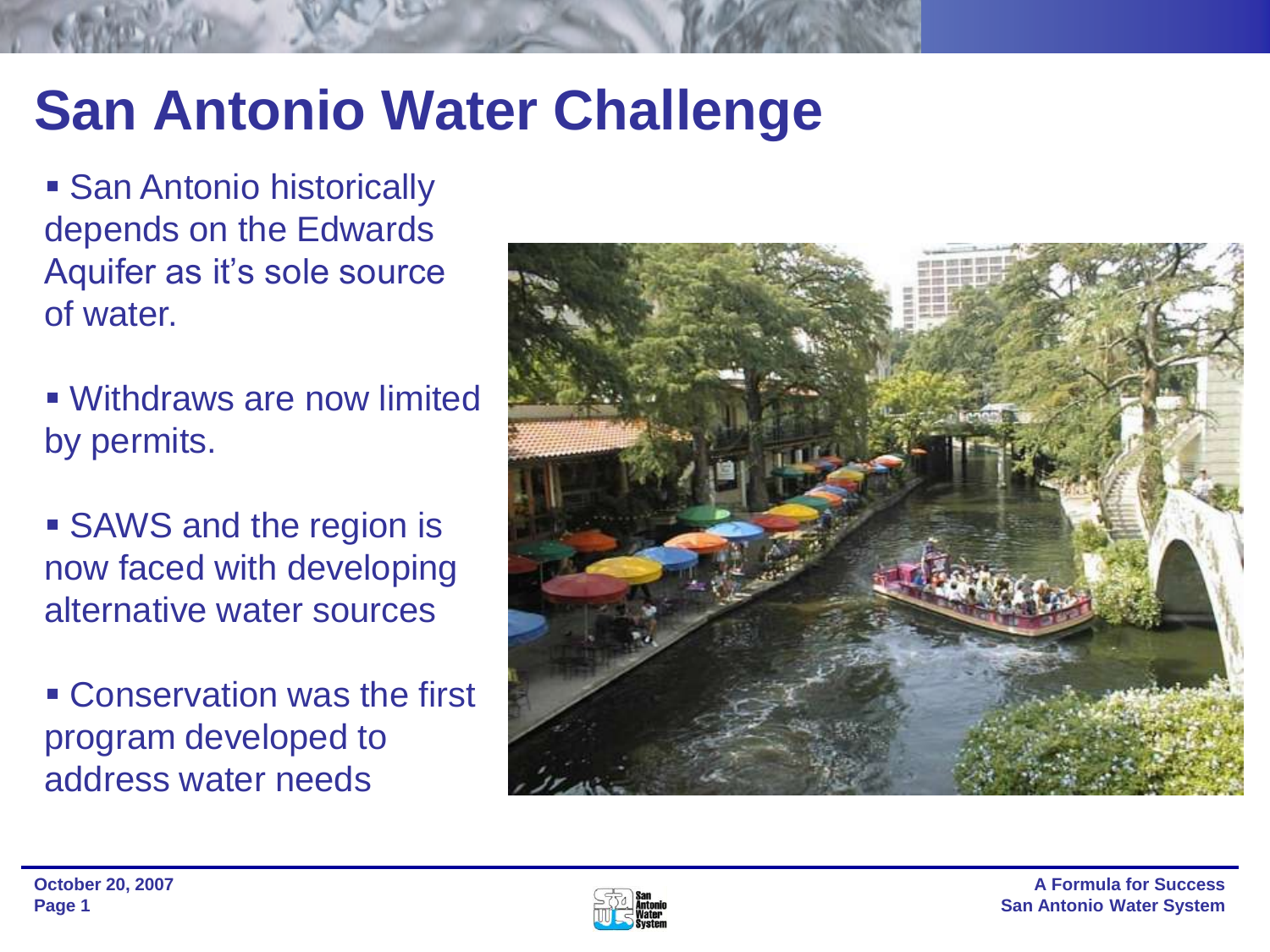# San Antonio Water Challenge

- San Antonio historically depends on the Edwards Aquifer as it's sole source of water.
- Withdraws are now limited by permits.
- SAWS and the region is now faced with developing alternative water sources
- Conservation was the first program developed to address water needs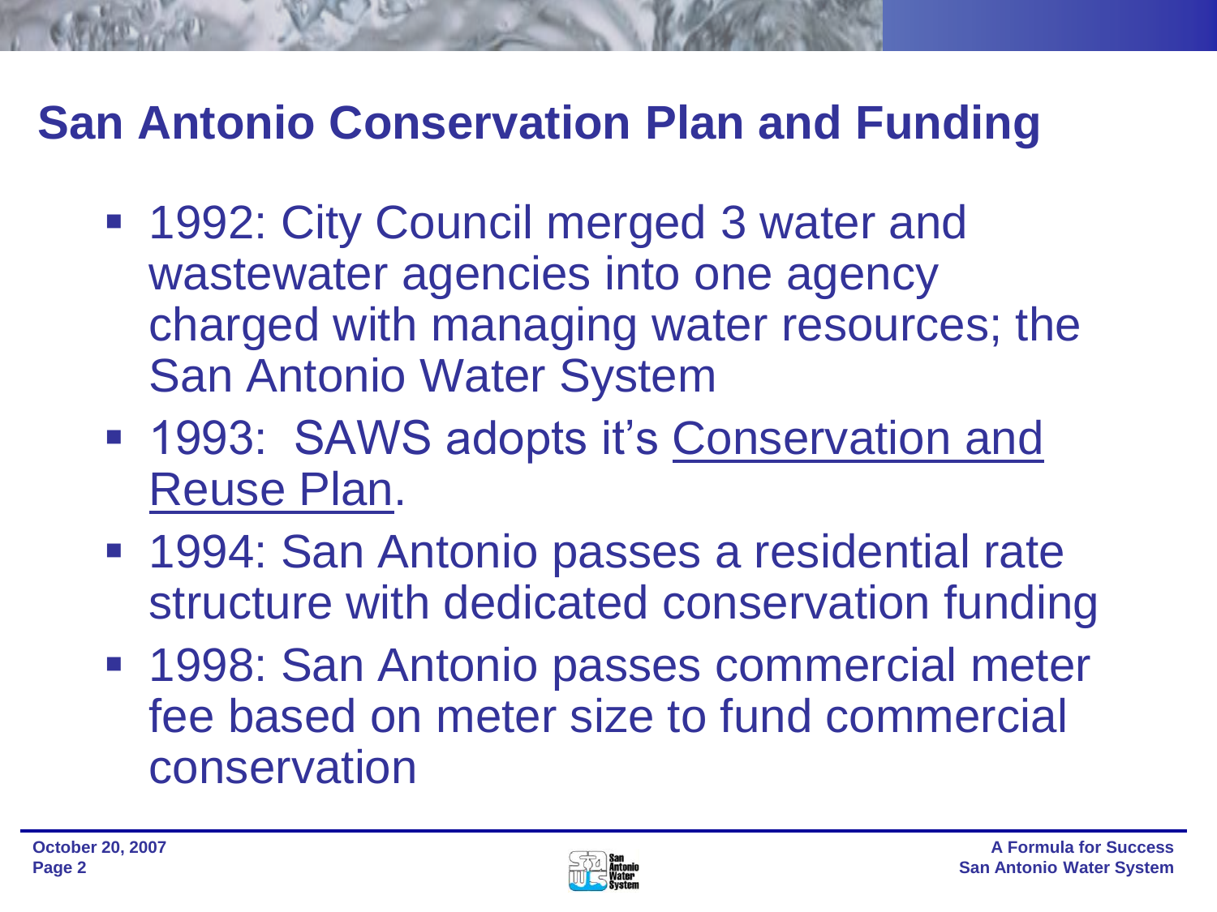# San Antonio Conservation Plan and Funding

- 1992: City Council merged 3 water and wastewater agencies into one agency charged with managing water resources; the San Antonio Water System
- 1993: SAWS adopts it's Conservation and Reuse Plan.
- 1994: San Antonio passes a residential rate structure with dedicated conservation funding
- 1998: San Antonio passes commercial meter fee based on meter size to fund commercial conservation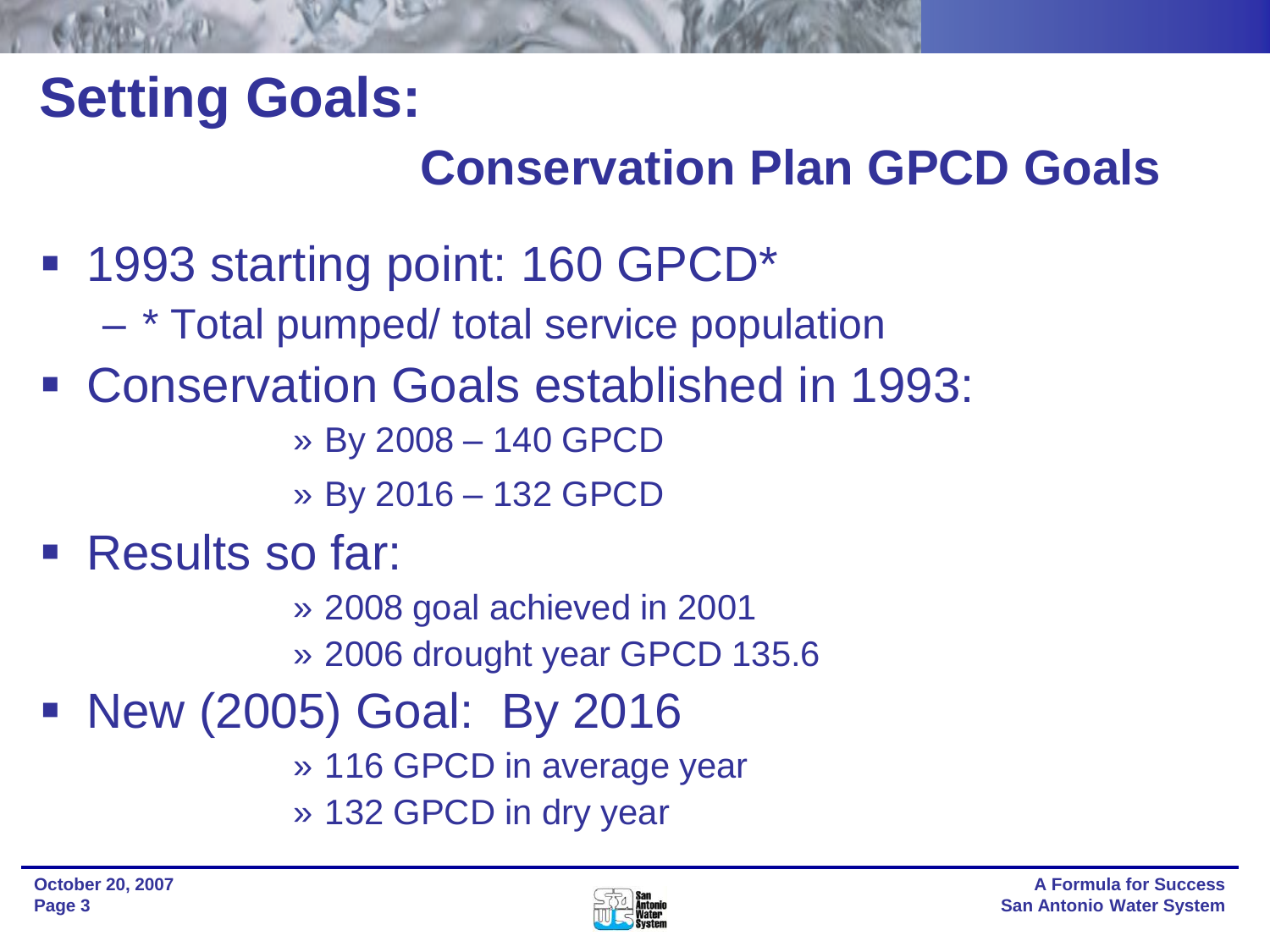# Setting Goals:

## Conservation Plan GPCD Goals

- 1993 starting point: 160 GPCD*
  - * Total pumped/ total service population
- Conservation Goals established in 1993:
  - » By 2008 – 140 GPCD
  - » By 2016 – 132 GPCD
- Results so far:
  - » 2008 goal achieved in 2001
  - » 2006 drought year GPCD 135.6
- New (2005) Goal: By 2016
  - » 116 GPCD in average year
  - » 132 GPCD in dry year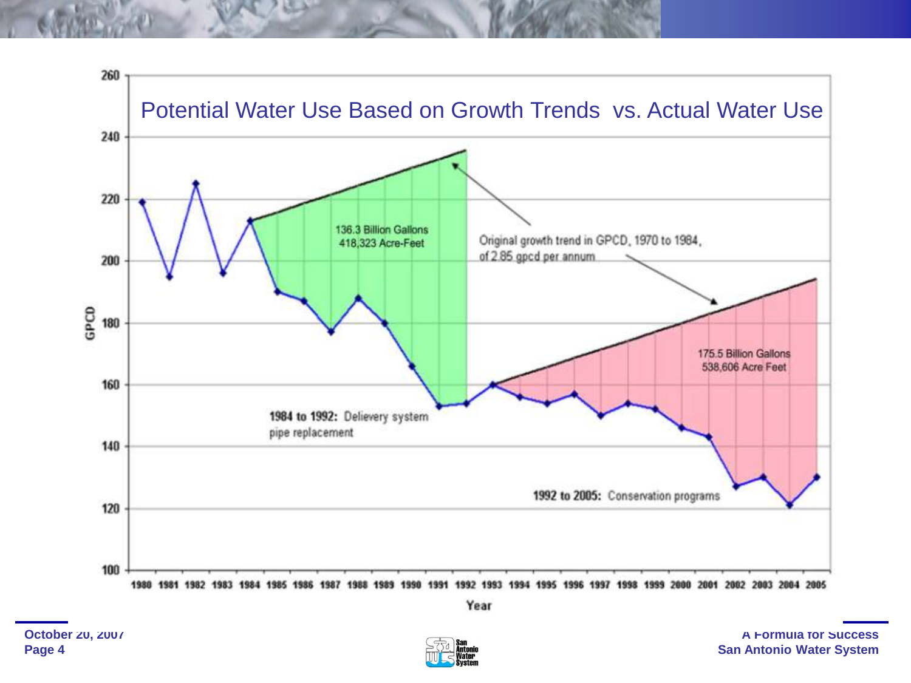## Potential Water Use Based on Growth Trends vs. Actual Water Use

GPCD

136.3 Billion Gallons
418,323 Acre-Feet

Original growth trend in GPCD, 1970 to 1984, of 2.85 gpcd per annum

175.5 Billion Gallons
538,606 Acre Feet

**1984 to 1992:** Delievery system pipe replacement

**1992 to 2005:** Conservation programs

Year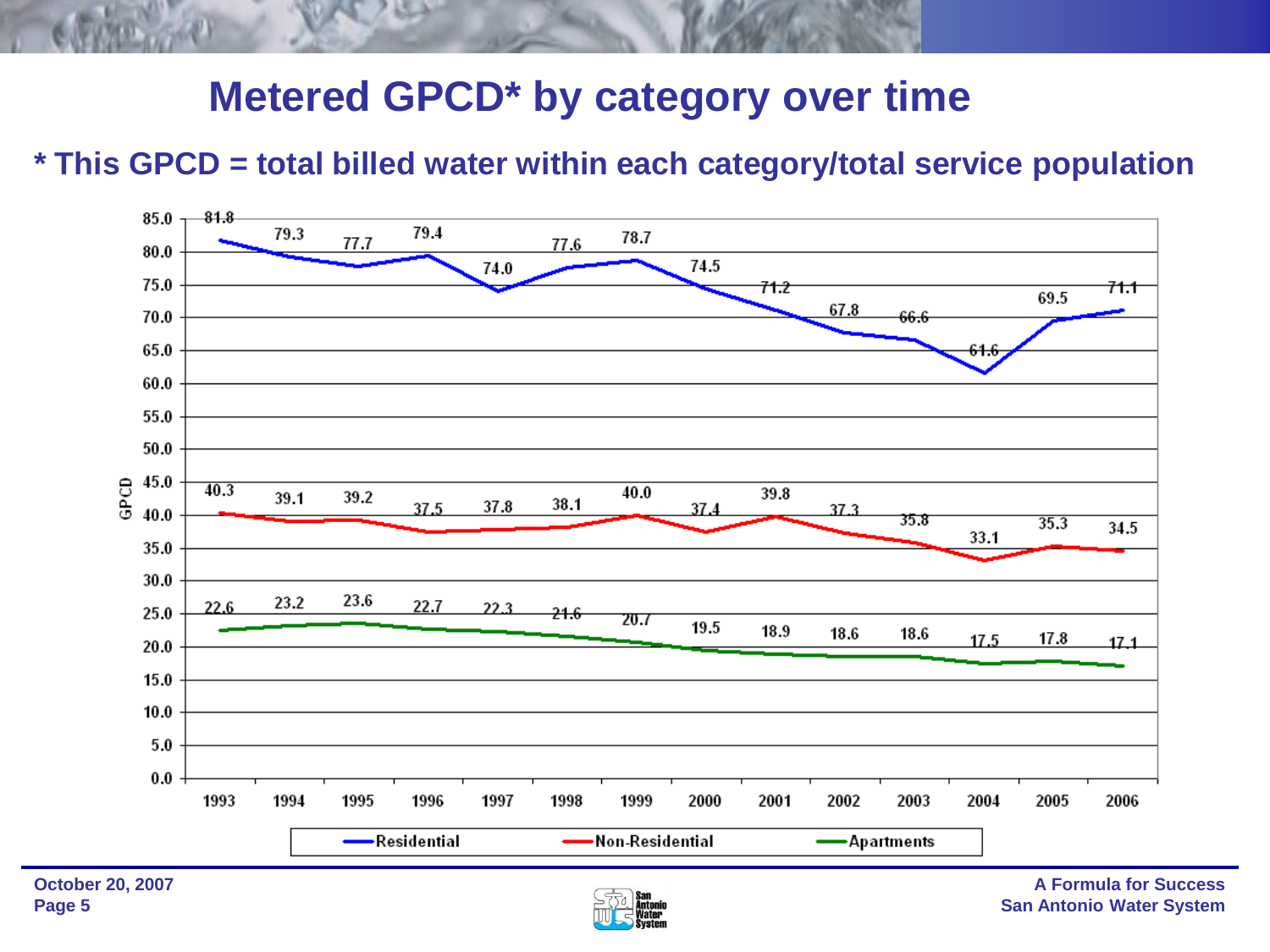# Metered GPCD* by category over time

**\* This GPCD = total billed water within each category/total service population**

| Year | Residential | Non-Residential | Apartments |
|---|---|---|---|
| 1993 | 81.8 | 40.3 | 22.6 |
| 1994 | 79.3 | 39.1 | 23.2 |
| 1995 | 77.7 | 39.2 | 23.6 |
| 1996 | 79.4 | 37.5 | 22.7 |
| 1997 | 74.0 | 37.8 | 22.3 |
| 1998 | 77.6 | 38.1 | 21.6 |
| 1999 | 78.7 | 40.0 | 20.7 |
| 2000 | 74.5 | 37.4 | 19.5 |
| 2001 | 71.2 | 39.8 | 18.9 |
| 2002 | 67.8 | 37.3 | 18.6 |
| 2003 | 66.6 | 35.8 | 18.6 |
| 2004 | 61.6 | 33.1 | 17.5 |
| 2005 | 69.5 | 35.3 | 17.8 |
| 2006 | 71.1 | 34.5 | 17.1 |

October 20, 2007

A Formula for Success
San Antonio Water System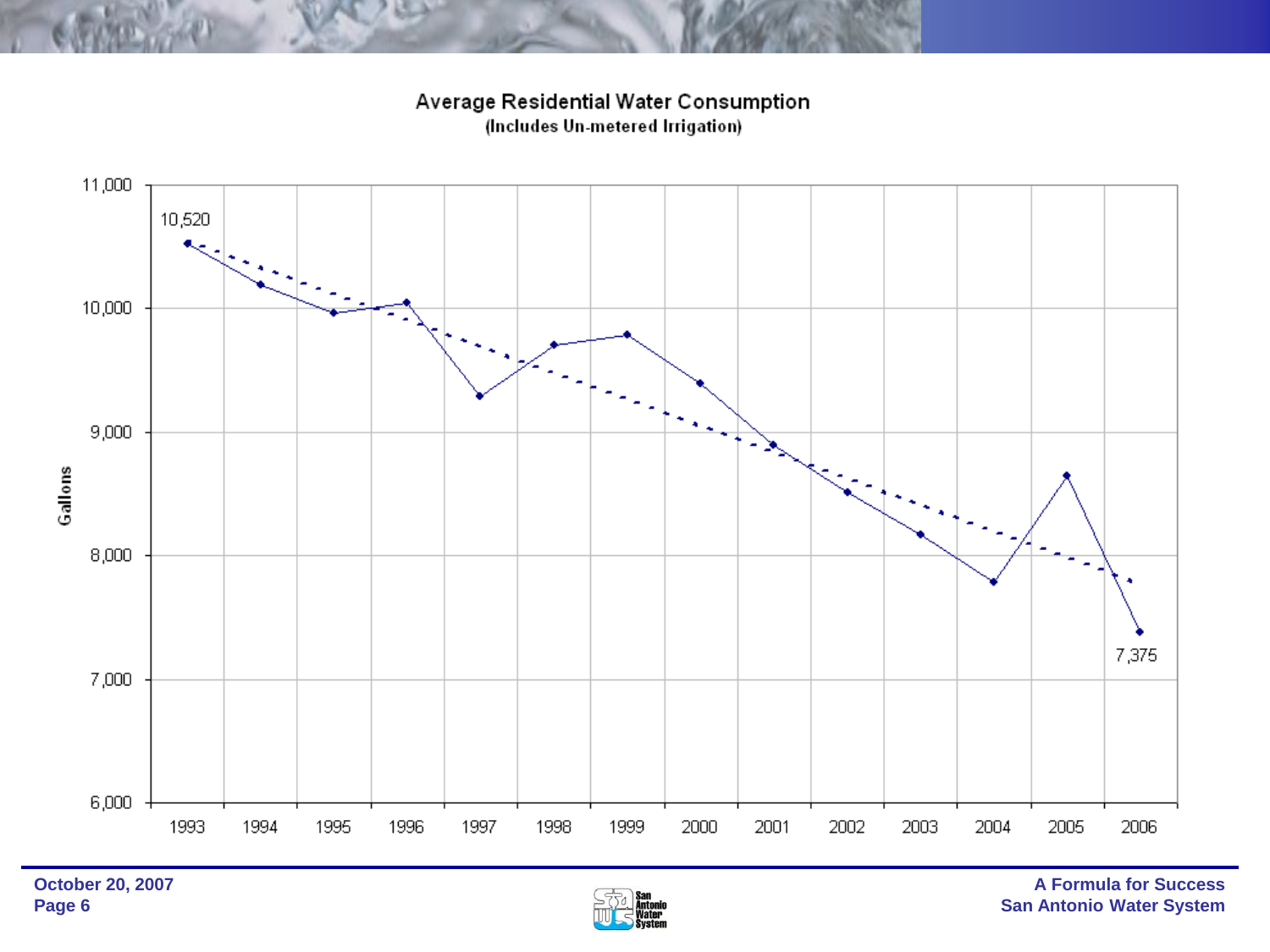## Average Residential Water Consumption

(Includes Un-metered Irrigation)

| Year | Gallons |
|---|---|
| 1993 | 10,520 |
| 2006 | 7,375 |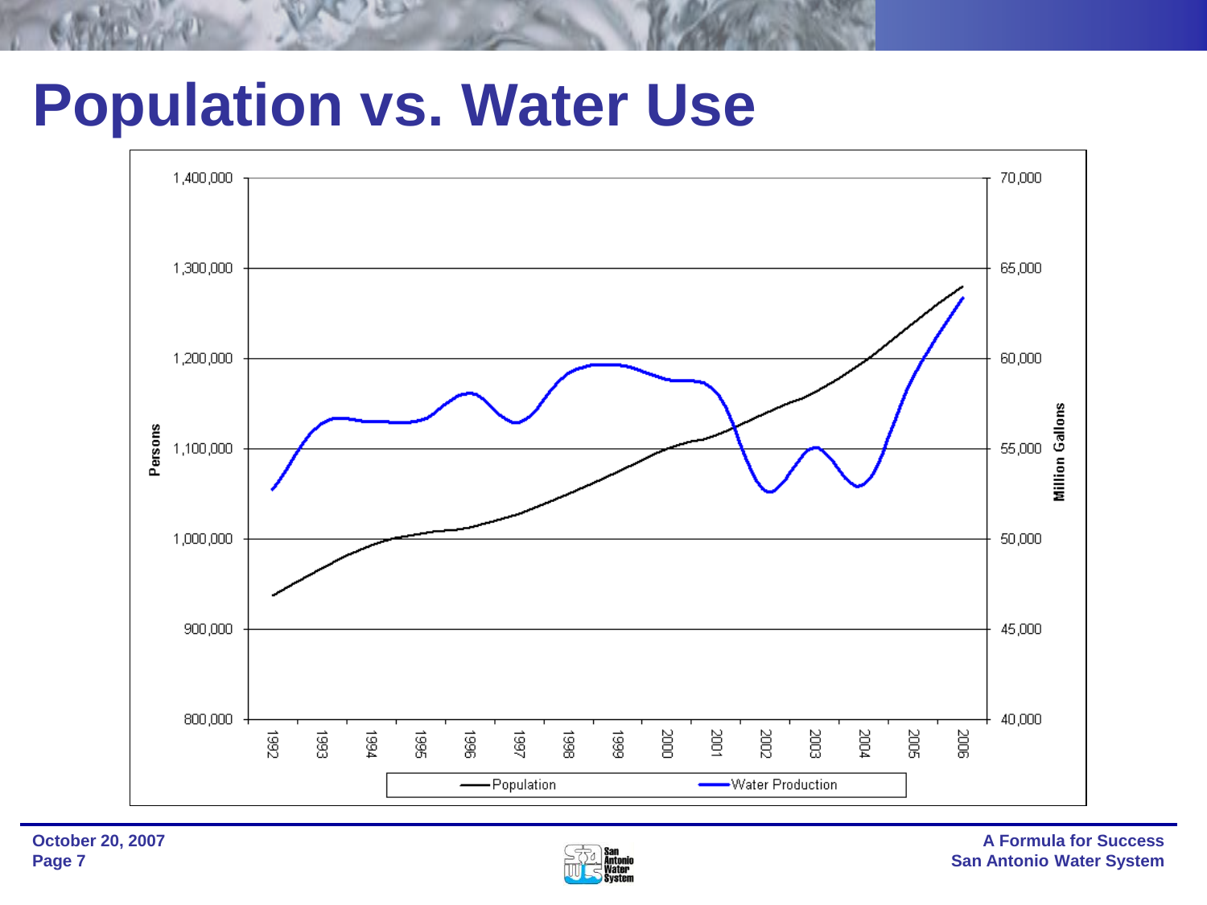# Population vs. Water Use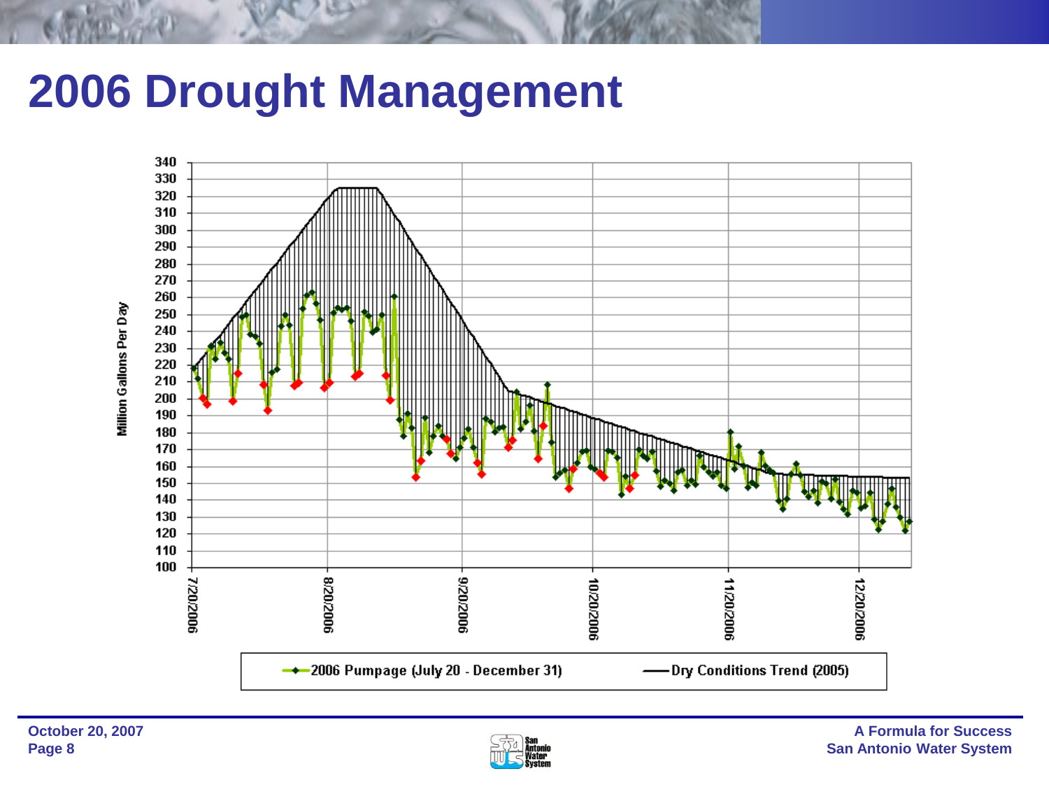# 2006 Drought Management

Million Gallons Per Day

340, 330, 320, 310, 300, 290, 280, 270, 260, 250, 240, 230, 220, 210, 200, 190, 180, 170, 160, 150, 140, 130, 120, 110, 100

7/20/2006, 8/20/2006, 9/20/2006, 10/20/2006, 11/20/2006, 12/20/2006

2006 Pumpage (July 20 - December 31)

Dry Conditions Trend (2005)

October 20, 2007

A Formula for Success
San Antonio Water System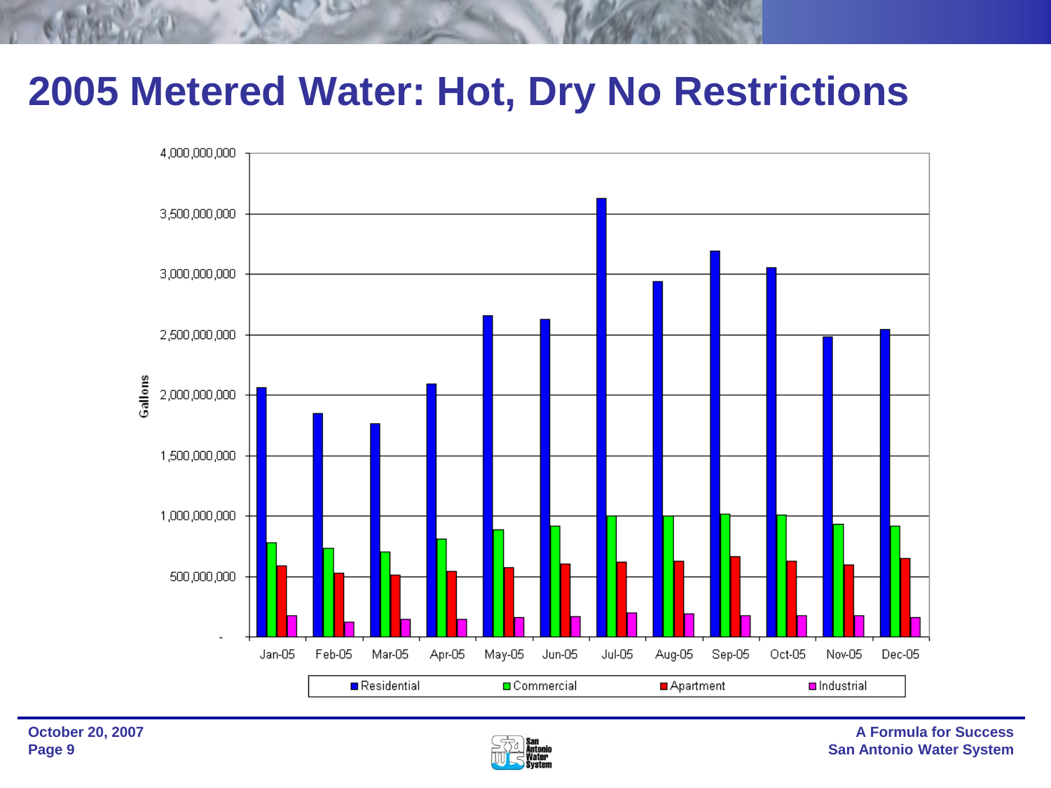# 2005 Metered Water: Hot, Dry No Restrictions

Gallons

4,000,000,000
3,500,000,000
3,000,000,000
2,500,000,000
2,000,000,000
1,500,000,000
1,000,000,000
500,000,000
-

Jan-05 Feb-05 Mar-05 Apr-05 May-05 Jun-05 Jul-05 Aug-05 Sep-05 Oct-05 Nov-05 Dec-05

Residential | Commercial | Apartment | Industrial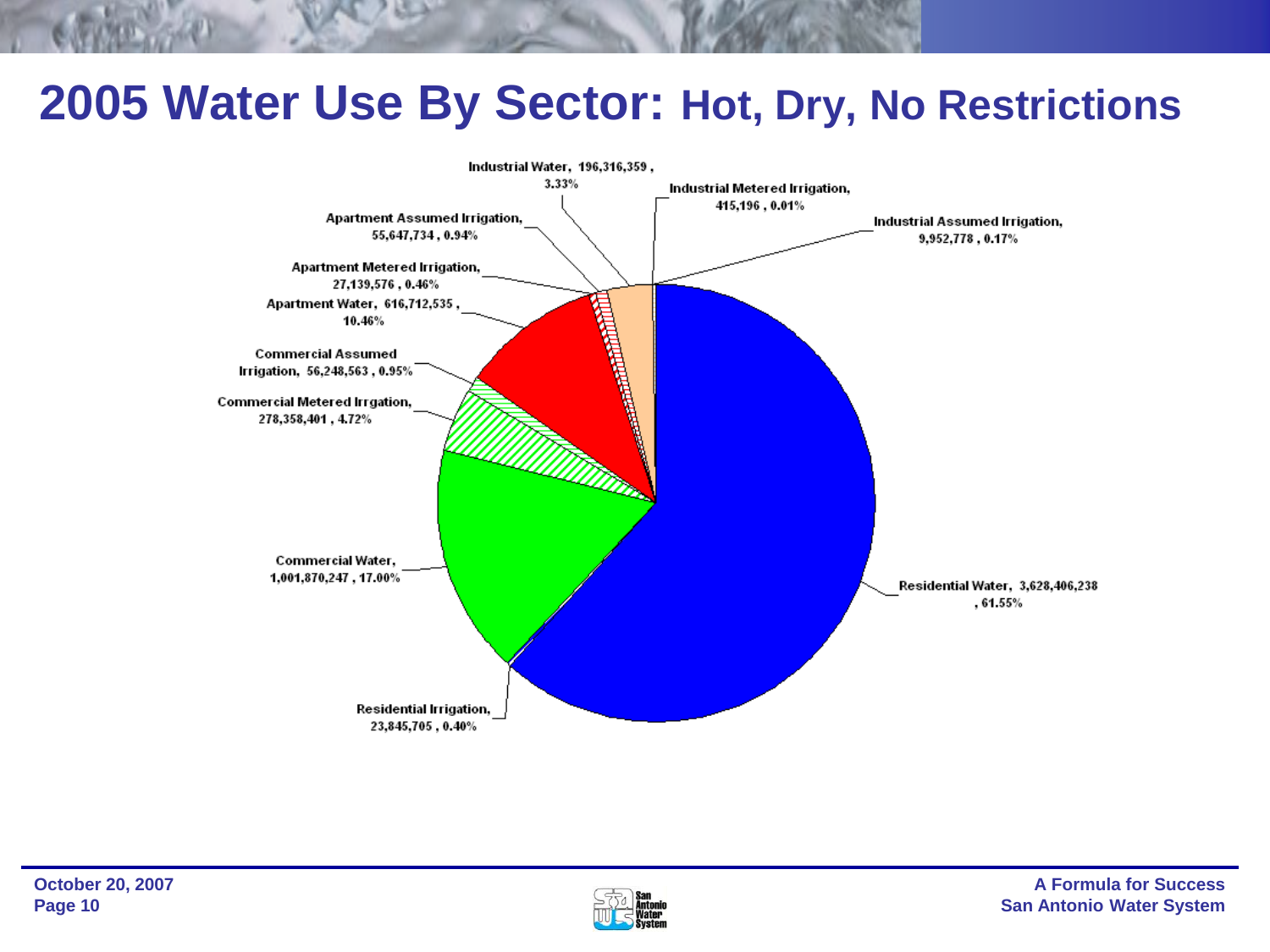# 2005 Water Use By Sector: Hot, Dry, No Restrictions

Industrial Water, 196,316,359 , 3.33%

Industrial Metered Irrigation, 415,196 , 0.01%

Industrial Assumed Irrigation, 9,952,778 , 0.17%

Apartment Assumed Irrigation, 55,647,734 , 0.94%

Apartment Metered Irrigation, 27,139,576 , 0.46%

Apartment Water, 616,712,535 , 10.46%

Commercial Assumed Irrigation, 56,248,563 , 0.95%

Commercial Metered Irrgation, 278,358,401 , 4.72%

Commercial Water, 1,001,870,247 , 17.00%

Residential Water, 3,628,406,238 , 61.55%

Residential Irrigation, 23,845,705 , 0.40%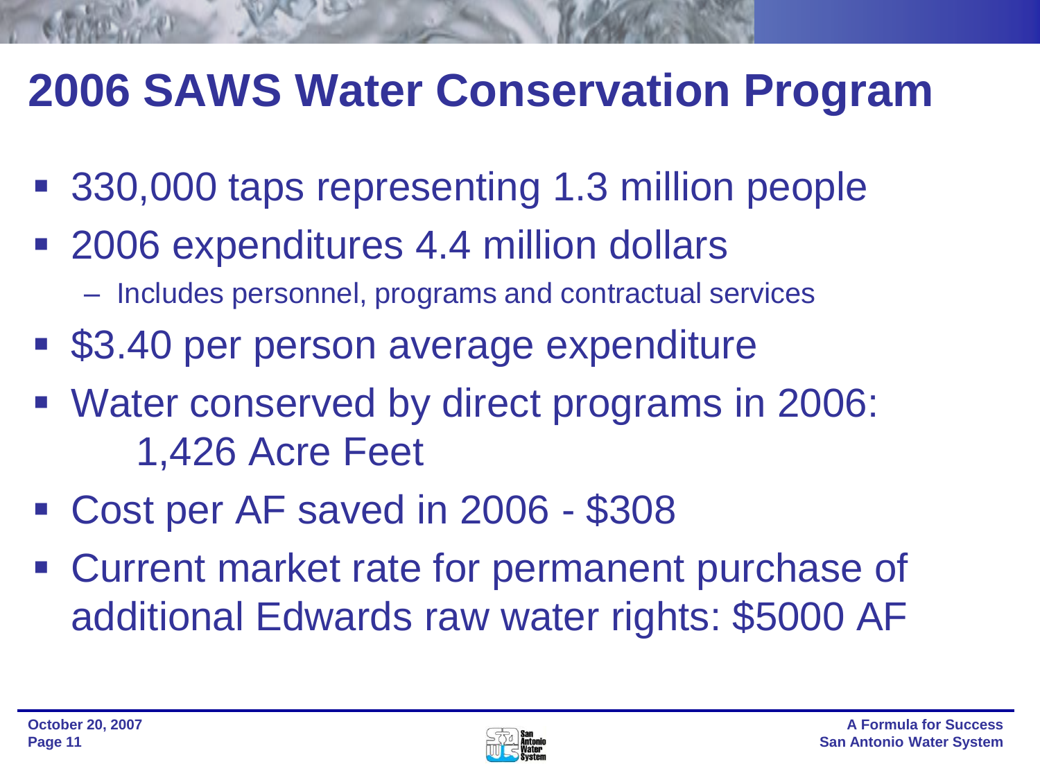# 2006 SAWS Water Conservation Program

- 330,000 taps representing 1.3 million people
- 2006 expenditures 4.4 million dollars
  - Includes personnel, programs and contractual services
- $3.40 per person average expenditure
- Water conserved by direct programs in 2006: 1,426 Acre Feet
- Cost per AF saved in 2006 - $308
- Current market rate for permanent purchase of additional Edwards raw water rights: $5000 AF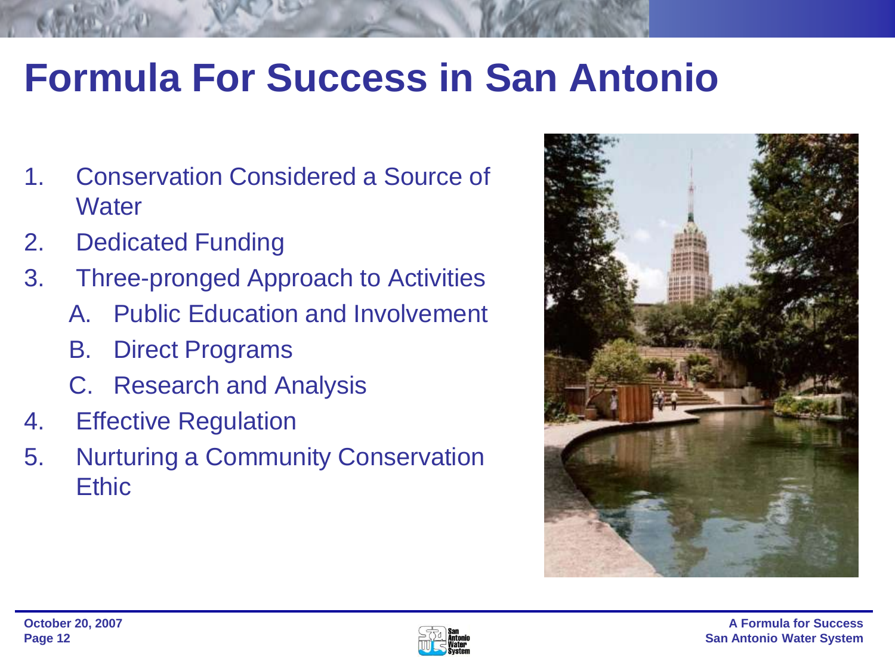# Formula For Success in San Antonio

1. Conservation Considered a Source of Water
2. Dedicated Funding
3. Three-pronged Approach to Activities
   - A. Public Education and Involvement
   - B. Direct Programs
   - C. Research and Analysis
4. Effective Regulation
5. Nurturing a Community Conservation Ethic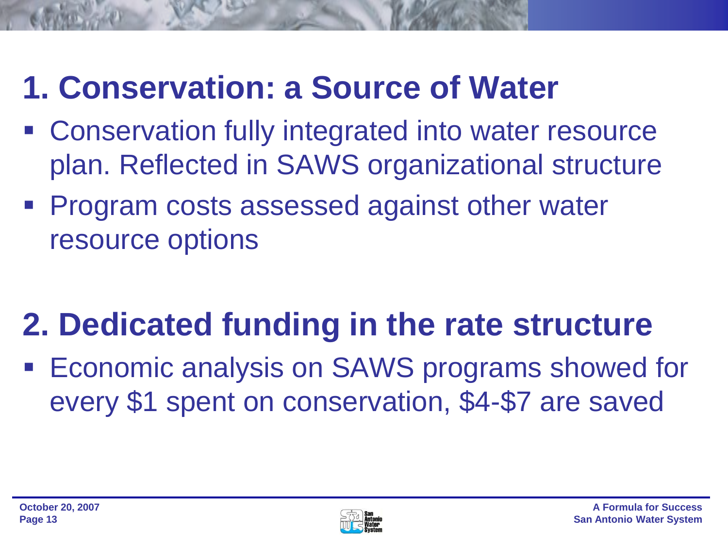## 1. Conservation: a Source of Water

- Conservation fully integrated into water resource plan. Reflected in SAWS organizational structure
- Program costs assessed against other water resource options

## 2. Dedicated funding in the rate structure

- Economic analysis on SAWS programs showed for every $1 spent on conservation, $4-$7 are saved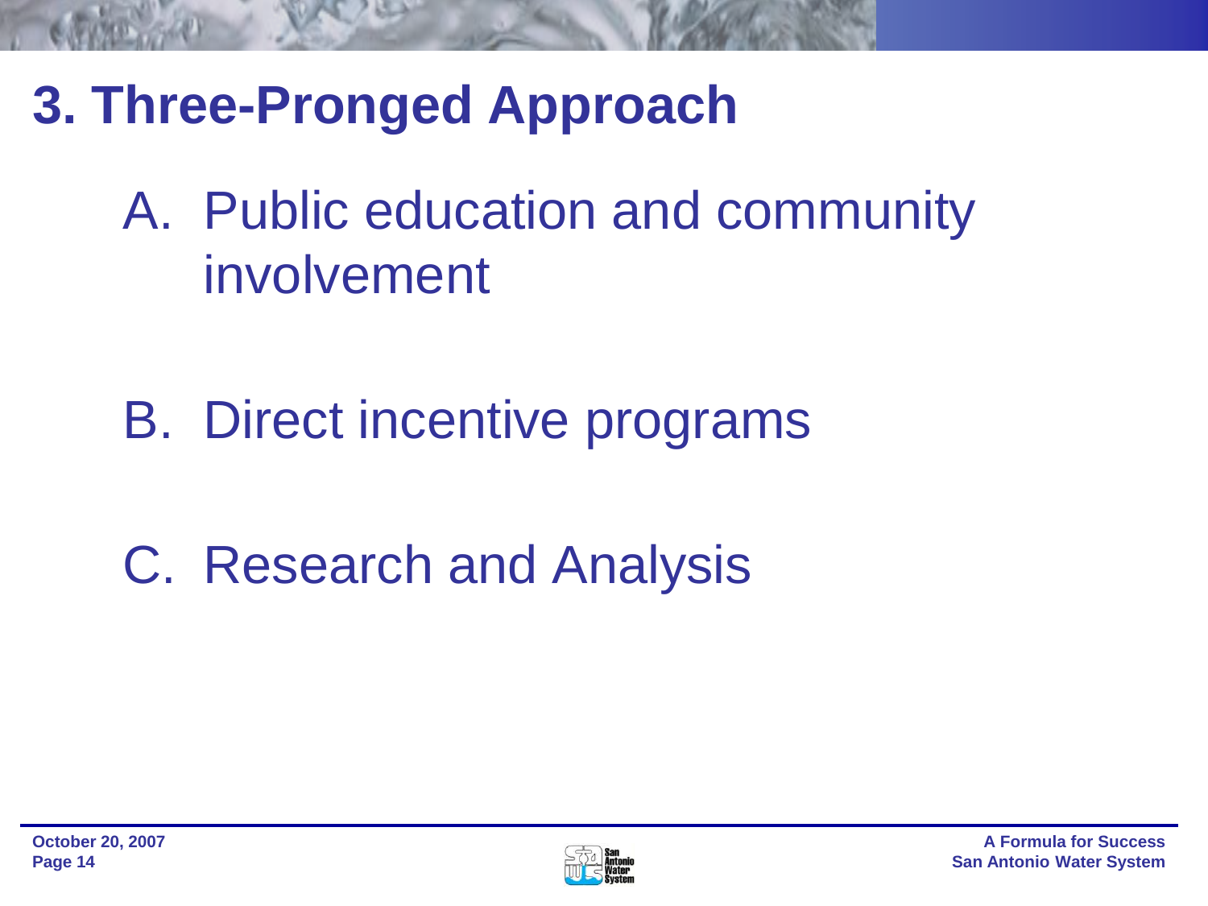# 3. Three-Pronged Approach

A. Public education and community involvement

B. Direct incentive programs

C. Research and Analysis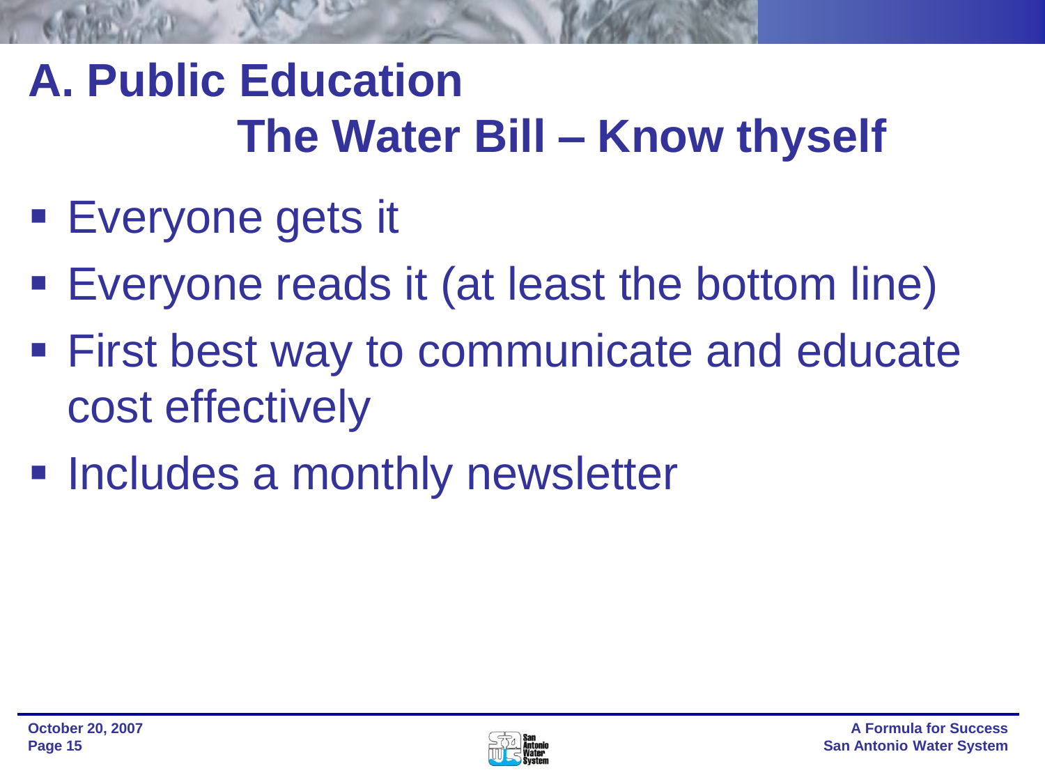# A. Public Education

## The Water Bill – Know thyself

- Everyone gets it
- Everyone reads it (at least the bottom line)
- First best way to communicate and educate cost effectively
- Includes a monthly newsletter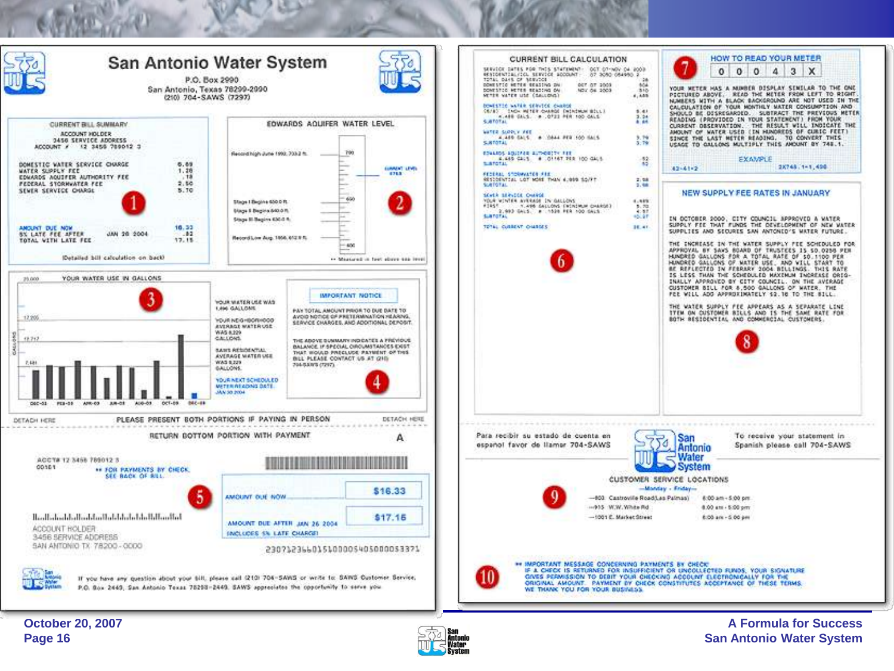# San Antonio Water System

P.O. Box 2990
San Antonio, Texas 78299-2990
(210) 704-SAWS (7297)

## CURRENT BILL SUMMARY

ACCOUNT HOLDER
3456 SERVICE ADDRESS
ACCOUNT # 12 3456 789012 3

| | |
|---|---|
| DOMESTIC WATER SERVICE CHARGE | 8.69 |
| WATER SUPPLY FEE | 1.28 |
| EDWARDS AQUIFER AUTHORITY FEE | .18 |
| FEDERAL STORMWATER FEE | 2.58 |
| SEWER SERVICE CHARGE | 3.70 |

| | | |
|---|---|---|
| AMOUNT DUE NOW | | 16.33 |
| 5% LATE FEE AFTER | JAN 26 2004 | .82 |
| TOTAL WITH LATE FEE | | 17.15 |

(Detailed bill calculation on back)

1

## EDWARDS AQUIFER WATER LEVEL

- Record high June 1992, 703.2 ft.
- CURRENT LEVEL 676.8
- Stage I Begins 650.0 ft.
- Stage II Begins 640.0 ft.
- Stage III Begins 630.0 ft.
- Record Low Aug. 1956, 612.5 ft.

** Measured in feet above sea level

2

## YOUR WATER USE IN GALLONS

3

YOUR WATER USE WAS 1,496 GALLONS.

YOUR NEIGHBORHOOD AVERAGE WATER USE WAS 8,229 GALLONS.

SAWS RESIDENTIAL AVERAGE WATER USE WAS 8,229 GALLONS.

YOUR NEXT SCHEDULED METER READING DATE: JAN 30 2004

## IMPORTANT NOTICE

PAY TOTAL AMOUNT PRIOR TO DUE DATE TO AVOID NOTICE OF PRETERMINATION HEARING, SERVICE CHARGES, AND ADDITIONAL DEPOSIT.

THE ABOVE SUMMARY INDICATES A PREVIOUS BALANCE. IF SPECIAL CIRCUMSTANCES EXIST THAT WOULD PRECLUDE PAYMENT OF THIS BILL PLEASE CONTACT US AT (210) 704-SAWS (7297).

4

DETACH HERE — PLEASE PRESENT BOTH PORTIONS IF PAYING IN PERSON — DETACH HERE

RETURN BOTTOM PORTION WITH PAYMENT — A

ACCT# 12 3456 789012 3
00151

** FOR PAYMENTS BY CHECK, SEE BACK OF BILL.

5

| | |
|---|---|
| AMOUNT DUE NOW | $16.33 |
| AMOUNT DUE AFTER JAN 26 2004 INCLUDES 5% LATE CHARGE | $17.15 |

ACCOUNT HOLDER
3456 SERVICE ADDRESS
SAN ANTONIO TX 78200-0000

230712345601510000540500005337l

If you have any question about your bill, please call (210) 704-SAWS or write to: SAWS Customer Service, P.O. Box 2449, San Antonio Texas 78298-2449. SAWS appreciates the opportunity to serve you.

## CURRENT BILL CALCULATION

SERVICE DATES FOR THIS STATEMENT: OCT 07-NOV 04 2003
RESIDENTIAL/CIL SERVICE ACCOUNT: 07 3080 084950 2
TOTAL DAYS OF SERVICE: 28
DOMESTIC METER READING ON OCT 07 2003: 504
DOMESTIC METER READING ON NOV 04 2003: 510
METER WATER USE (GALLONS): 4,488

DOMESTIC WATER SERVICE CHARGE
(5/8) INCH METER CHARGE (MINIMUM BILL) 5.61
4,488 GALS. @ .0723 PER 100 GALS 3.24
SUBTOTAL 8.85

WATER SUPPLY FEE
4,488 GALS. @ .0844 PER 100 GALS 3.79
SUBTOTAL 3.79

EDWARDS AQUIFER AUTHORITY FEE
4,488 GALS. @ .01167 PER 100 GALS .52
SUBTOTAL .52

FEDERAL STORMWATER FEE
RESIDENTIAL LOT MORE THAN 4,000 SQ/FT 2.58
SUBTOTAL 2.58

SEWER SERVICE CHARGE
YOUR WINTER AVERAGE IN GALLONS 4,488
FIRST 1,496 GALLONS (MINIMUM CHARGE) 5.70
2,992 GALS. @ .1528 PER 100 GALS 4.57
SUBTOTAL 10.27

TOTAL CURRENT CHARGES 26.41

6

## HOW TO READ YOUR METER

7

| 0 | 0 | 0 | 4 | 3 | X |
|---|---|---|---|---|---|

YOUR METER HAS A NUMBER DISPLAY SIMILAR TO THE ONE PICTURED ABOVE. READ THE METER FROM LEFT TO RIGHT. NUMBERS WITH A BLACK BACKGROUND ARE NOT USED IN THE CALCULATION OF YOUR MONTHLY WATER CONSUMPTION AND SHOULD BE DISREGARDED. SUBTRACT THE PREVIOUS METER READING (PROVIDED IN YOUR STATEMENT) FROM YOUR CURRENT OBSERVATION. THE RESULT WILL INDICATE THE AMOUNT OF WATER USED (IN HUNDREDS OF CUBIC FEET) SINCE THE LAST METER READING. TO CONVERT THIS USAGE TO GALLONS MULTIPLY THIS AMOUNT BY 748.1.

EXAMPLE
43-41=2 — 2X748.1=1,496

## NEW SUPPLY FEE RATES IN JANUARY

IN OCTOBER 2000, CITY COUNCIL APPROVED A WATER SUPPLY FEE THAT FUNDS THE DEVELOPMENT OF NEW WATER SUPPLIES AND SECURES SAN ANTONIO'S WATER FUTURE.

THE INCREASE IN THE WATER SUPPLY FEE SCHEDULED FOR APPROVAL BY SAWS BOARD OF TRUSTEES IS $0.0258 PER HUNDRED GALLONS FOR A TOTAL RATE OF $0.1100 PER HUNDRED GALLONS OF WATER USE, AND WILL START TO BE REFLECTED IN FEBRARY 2004 BILLINGS. THIS RATE IS LESS THAN THE SCHEDULED MAXIMUM INCREASE ORIGINALLY APPROVED BY CITY COUNCIL. ON THE AVERAGE CUSTOMER BILL FOR 8,500 GALLONS OF WATER, THE FEE WILL ADD APPROXIMATELY $2.16 TO THE BILL.

THE WATER SUPPLY FEE APPEARS AS A SEPARATE LINE ITEM ON CUSTOMER BILLS AND IS THE SAME RATE FOR BOTH RESIDENTIAL AND COMMERCIAL CUSTOMERS.

8

Para recibir su estado de cuenta en español favor de llamar 704-SAWS

To receive your statement in Spanish please call 704-SAWS

## CUSTOMER SERVICE LOCATIONS

—Monday - Friday—

| | |
|---|---|
| —800 Castroville Road (Las Palmas) | 8:00 am - 5:00 pm |
| —915 W.W. White Rd | 8:00 am - 5:00 pm |
| —1001 E. Market Street | 8:00 am - 5:00 pm |

9

10

** IMPORTANT MESSAGE CONCERNING PAYMENTS BY CHECK: IF A CHECK IS RETURNED FOR INSUFFICIENT OR UNCOLLECTED FUNDS, YOUR SIGNATURE GIVES PERMISSION TO DEBIT YOUR CHECKING ACCOUNT ELECTRONICALLY FOR THE ORIGINAL AMOUNT. PAYMENT BY CHECK CONSTITUTES ACCEPTANCE OF THESE TERMS. WE THANK YOU FOR YOUR BUSINESS.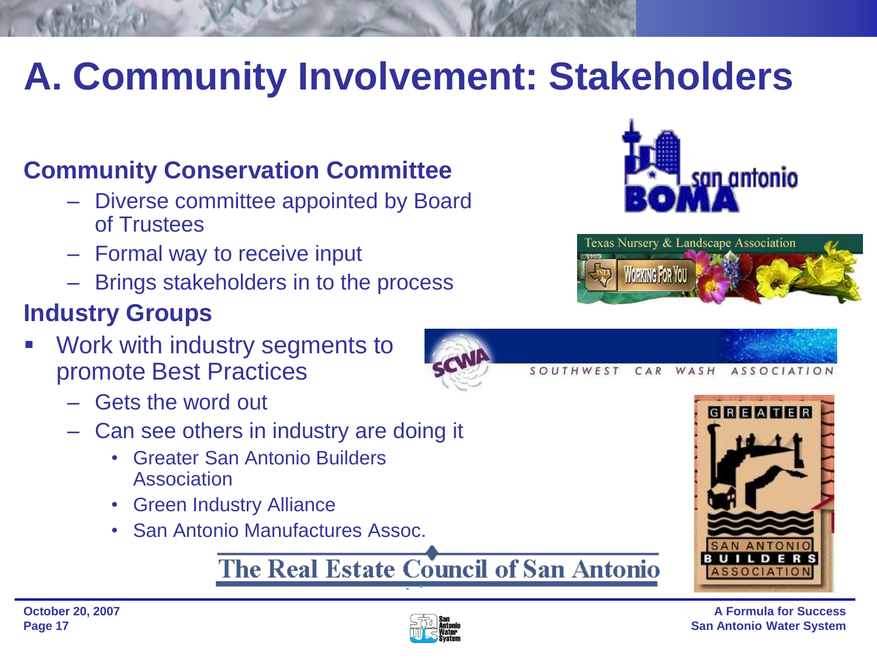# A. Community Involvement: Stakeholders

## Community Conservation Committee

- Diverse committee appointed by Board of Trustees
- Formal way to receive input
- Brings stakeholders in to the process

## Industry Groups

- Work with industry segments to promote Best Practices
  - Gets the word out
  - Can see others in industry are doing it
    - Greater San Antonio Builders Association
    - Green Industry Alliance
    - San Antonio Manufactures Assoc.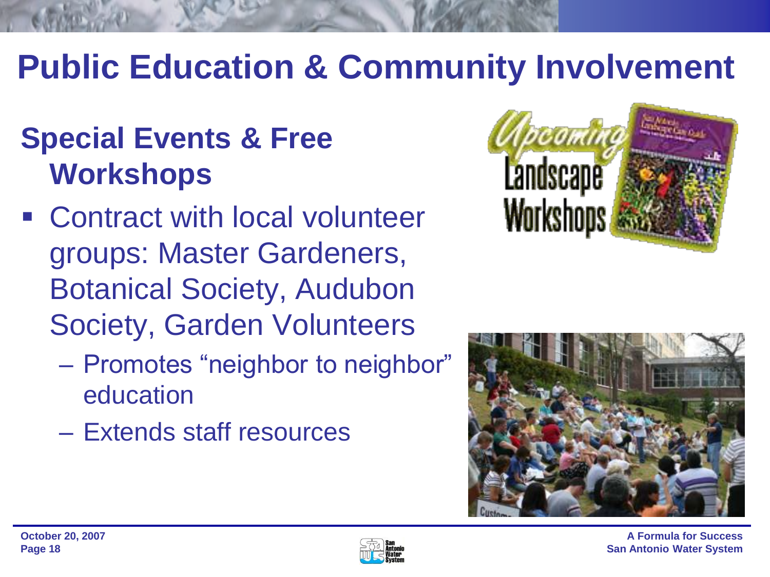# Public Education & Community Involvement

## Special Events & Free Workshops

- Contract with local volunteer groups: Master Gardeners, Botanical Society, Audubon Society, Garden Volunteers
  - Promotes "neighbor to neighbor" education
  - Extends staff resources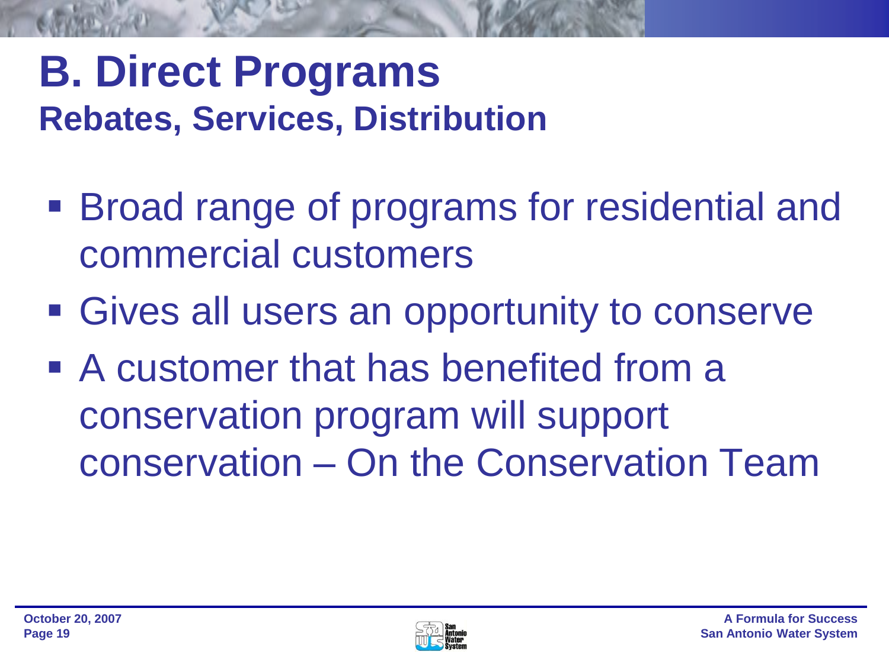# B. Direct Programs

## Rebates, Services, Distribution

- Broad range of programs for residential and commercial customers
- Gives all users an opportunity to conserve
- A customer that has benefited from a conservation program will support conservation – On the Conservation Team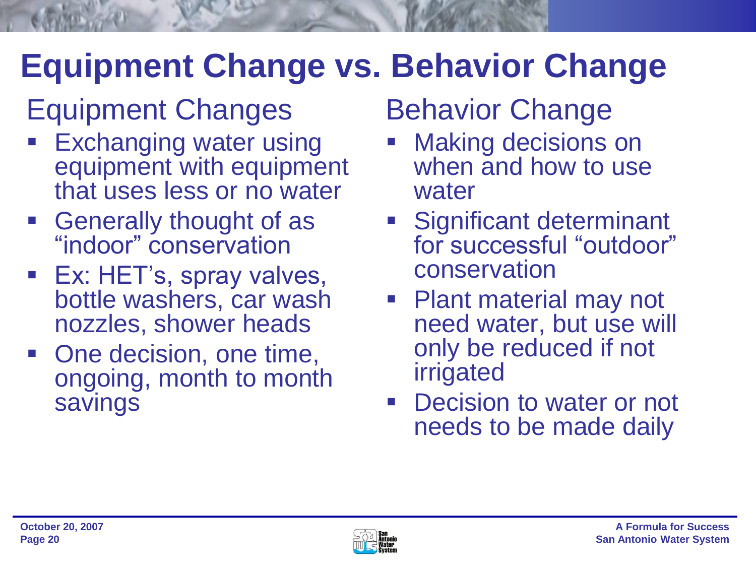# Equipment Change vs. Behavior Change

## Equipment Changes

- Exchanging water using equipment with equipment that uses less or no water
- Generally thought of as "indoor" conservation
- Ex: HET's, spray valves, bottle washers, car wash nozzles, shower heads
- One decision, one time, ongoing, month to month savings

## Behavior Change

- Making decisions on when and how to use water
- Significant determinant for successful "outdoor" conservation
- Plant material may not need water, but use will only be reduced if not irrigated
- Decision to water or not needs to be made daily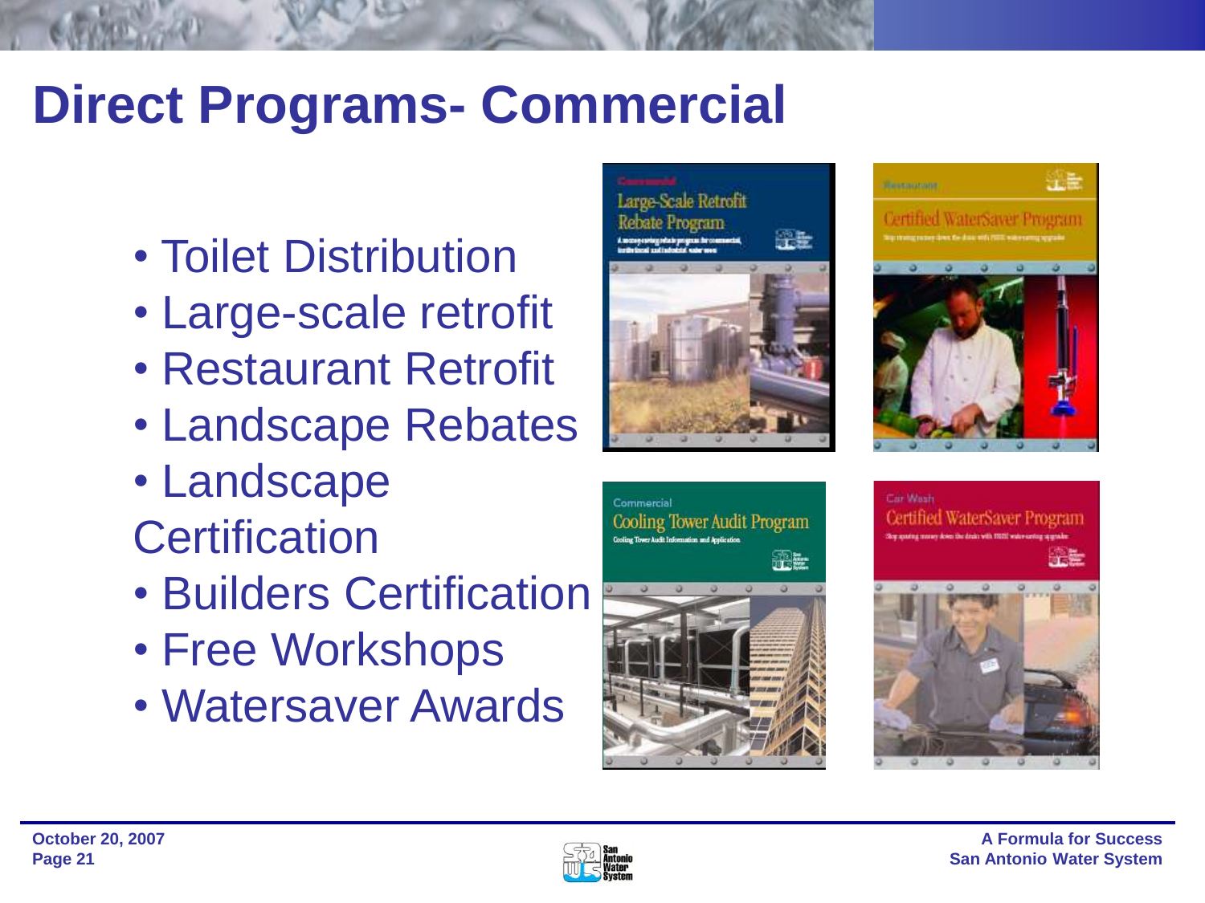# Direct Programs- Commercial

- Toilet Distribution
- Large-scale retrofit
- Restaurant Retrofit
- Landscape Rebates
- Landscape Certification
- Builders Certification
- Free Workshops
- Watersaver Awards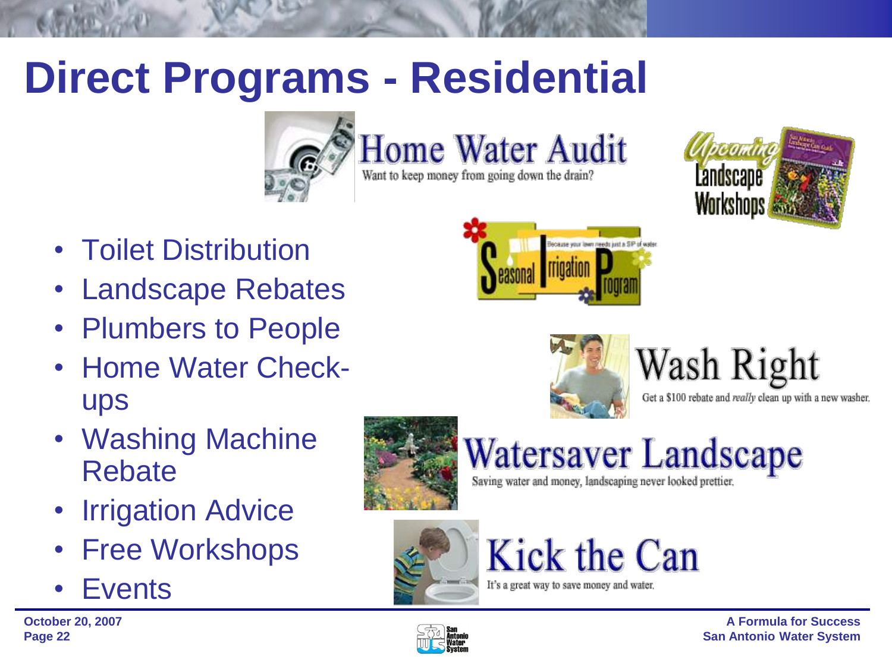# Direct Programs - Residential

- Toilet Distribution
- Landscape Rebates
- Plumbers to People
- Home Water Check-ups
- Washing Machine Rebate
- Irrigation Advice
- Free Workshops
- Events

**Home Water Audit**
Want to keep money from going down the drain?

**Upcoming Landscape Workshops**

**Seasonal Irrigation Program**
Because your lawn needs just a SIP of water

**Wash Right**
Get a $100 rebate and *really* clean up with a new washer.

**Watersaver Landscape**
Saving water and money, landscaping never looked prettier.

**Kick the Can**
It's a great way to save money and water.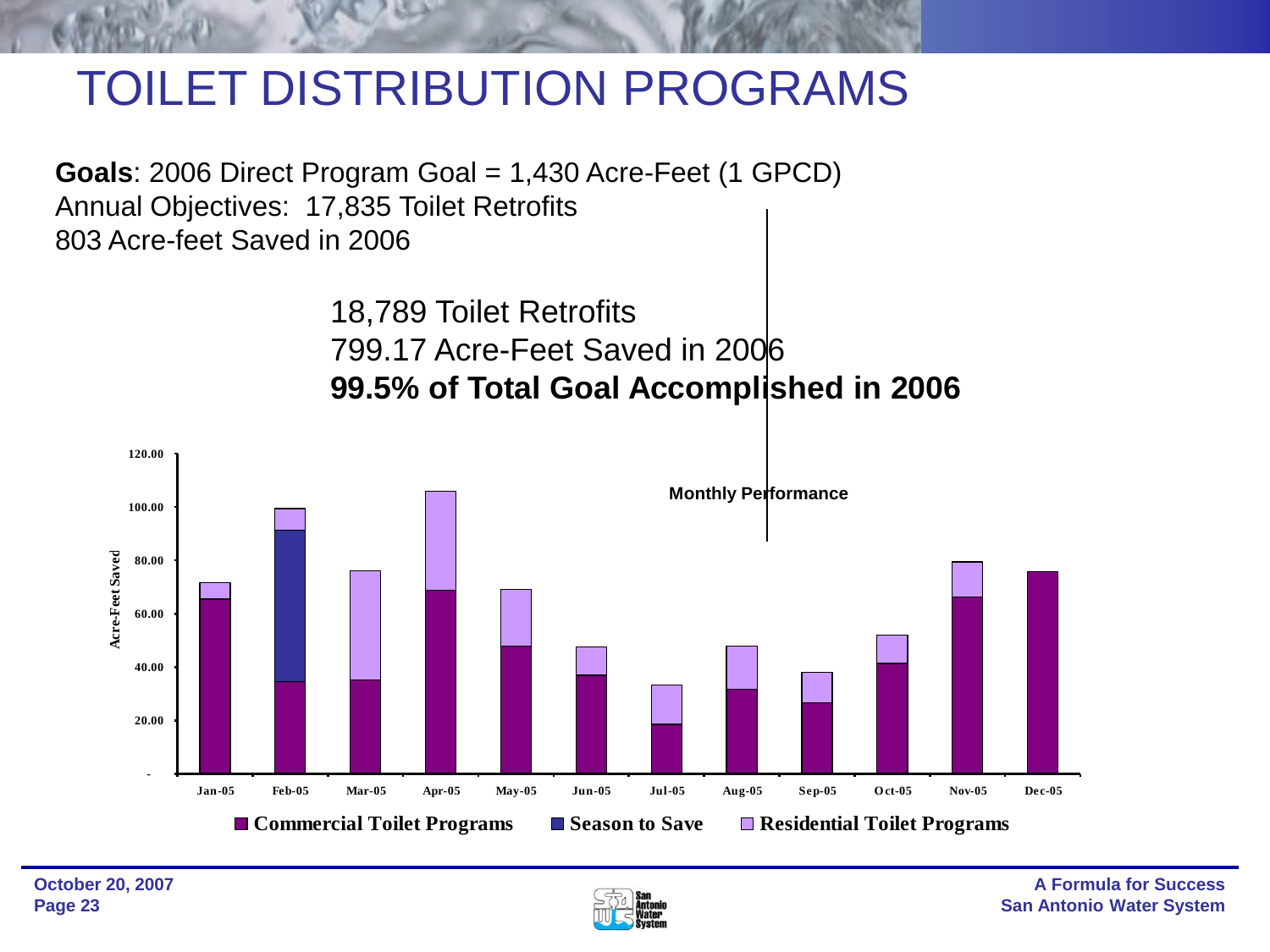# TOILET DISTRIBUTION PROGRAMS

**Goals**: 2006 Direct Program Goal = 1,430 Acre-Feet (1 GPCD)
Annual Objectives: 17,835 Toilet Retrofits
803 Acre-feet Saved in 2006

18,789 Toilet Retrofits
799.17 Acre-Feet Saved in 2006
**99.5% of Total Goal Accomplished in 2006**

Monthly Performance

| Month | Commercial Toilet Programs | Season to Save | Residential Toilet Programs |
|---|---|---|---|
| Jan-05 | | | |
| Feb-05 | | | |
| Mar-05 | | | |
| Apr-05 | | | |
| May-05 | | | |
| Jun-05 | | | |
| Jul-05 | | | |
| Aug-05 | | | |
| Sep-05 | | | |
| Oct-05 | | | |
| Nov-05 | | | |
| Dec-05 | | | |

Acre-Feet Saved (axis: -, 20.00, 40.00, 60.00, 80.00, 100.00, 120.00)

■ Commercial Toilet Programs ■ Season to Save ■ Residential Toilet Programs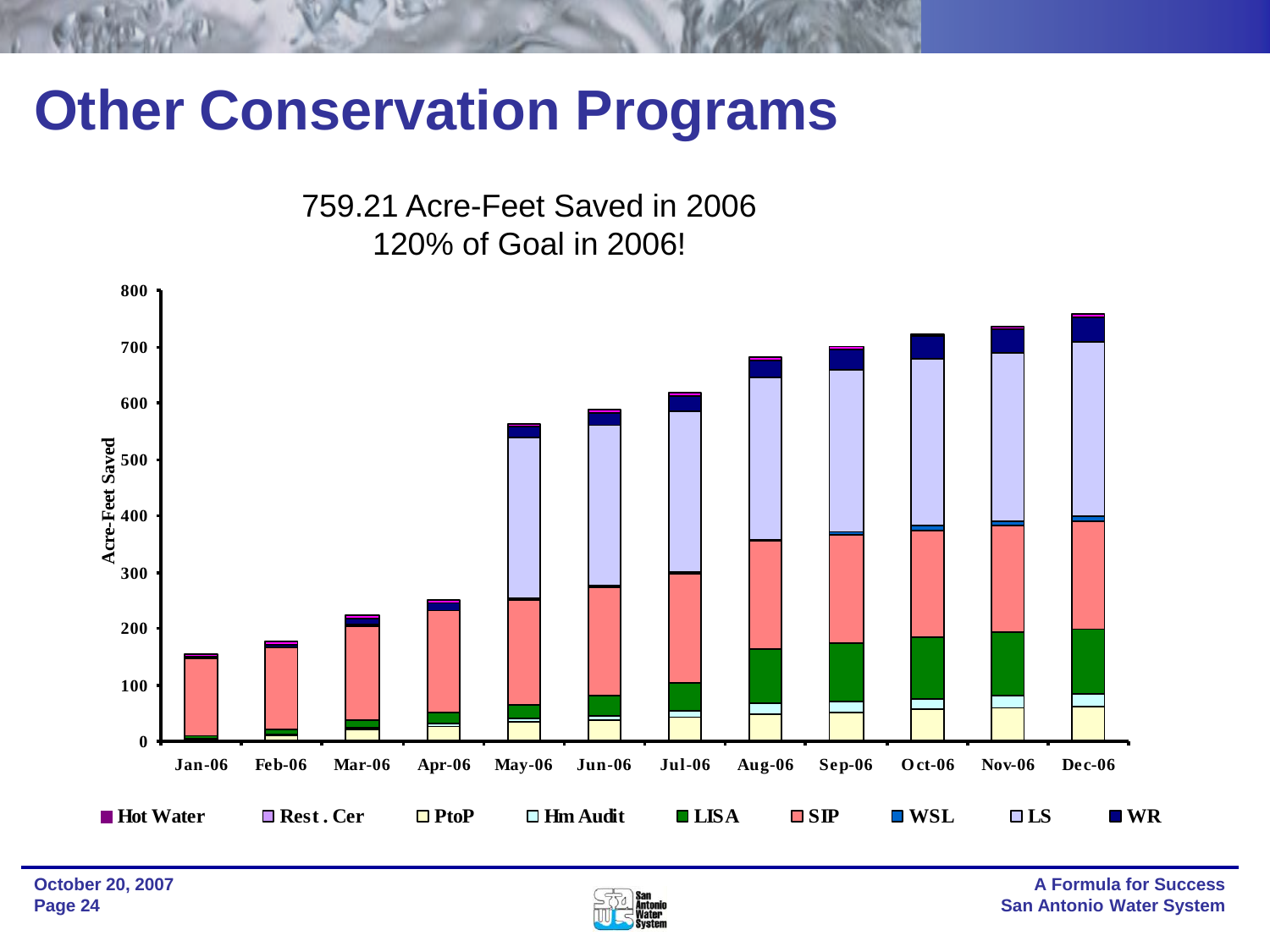# Other Conservation Programs

759.21 Acre-Feet Saved in 2006
120% of Goal in 2006!

Acre-Feet Saved

800
700
600
500
400
300
200
100
0

Jan-06 Feb-06 Mar-06 Apr-06 May-06 Jun-06 Jul-06 Aug-06 Sep-06 Oct-06 Nov-06 Dec-06

Hot Water | Rest. Cer | PtoP | Hm Audit | LISA | SIP | WSL | LS | WR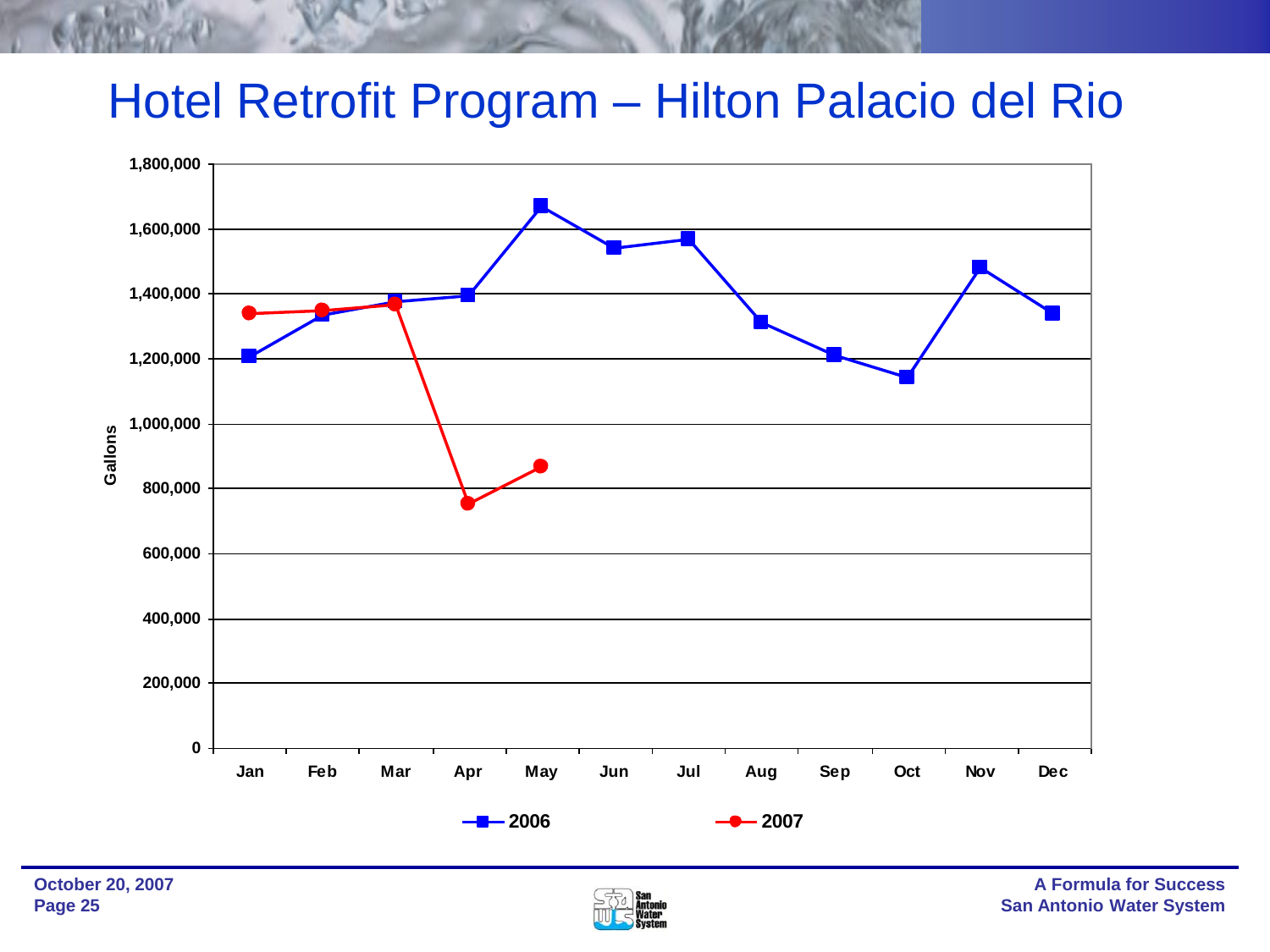# Hotel Retrofit Program – Hilton Palacio del Rio

| Month | 2006 (Gallons) | 2007 (Gallons) |
| --- | --- | --- |
| Jan | 1,210,000 | 1,340,000 |
| Feb | 1,335,000 | 1,350,000 |
| Mar | 1,375,000 | 1,370,000 |
| Apr | 1,395,000 | 755,000 |
| May | 1,670,000 | 870,000 |
| Jun | 1,545,000 | |
| Jul | 1,570,000 | |
| Aug | 1,315,000 | |
| Sep | 1,215,000 | |
| Oct | 1,145,000 | |
| Nov | 1,485,000 | |
| Dec | 1,340,000 | |

*Values are approximate readings from the chart.*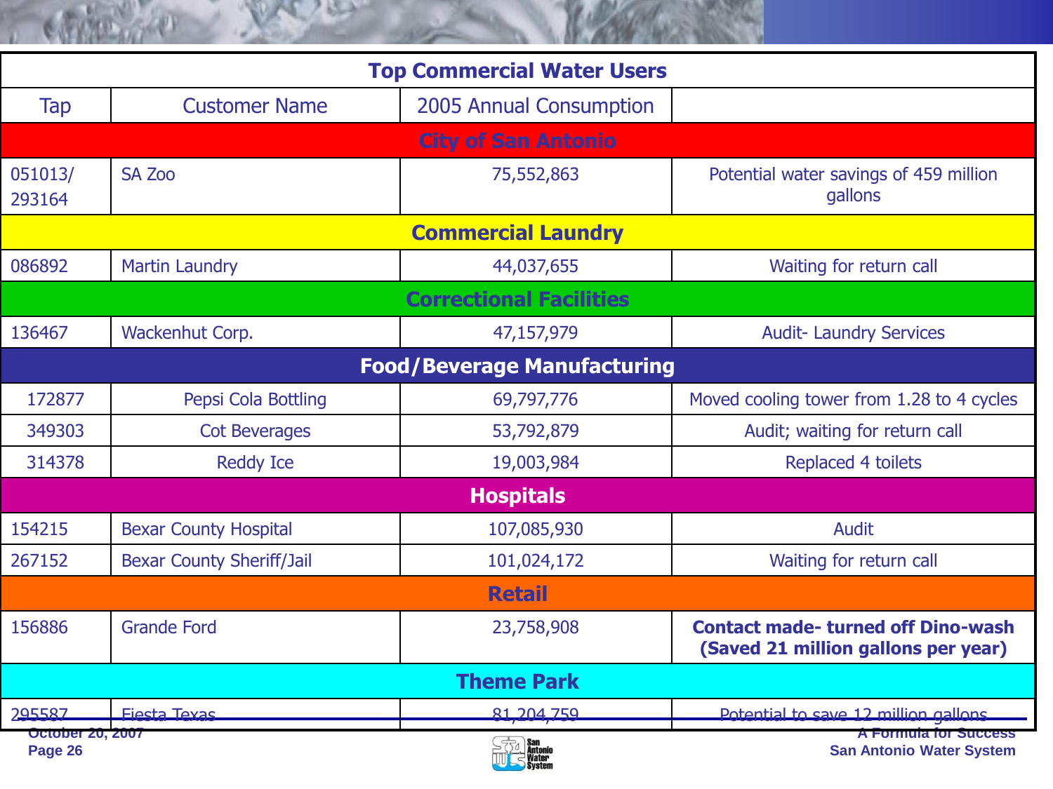| Top Commercial Water Users | | | |
|---|---|---|---|
| Tap | Customer Name | 2005 Annual Consumption | |
| **City of San Antonio** | | | |
| 051013/ 293164 | SA Zoo | 75,552,863 | Potential water savings of 459 million gallons |
| **Commercial Laundry** | | | |
| 086892 | Martin Laundry | 44,037,655 | Waiting for return call |
| **Correctional Facilities** | | | |
| 136467 | Wackenhut Corp. | 47,157,979 | Audit- Laundry Services |
| **Food/Beverage Manufacturing** | | | |
| 172877 | Pepsi Cola Bottling | 69,797,776 | Moved cooling tower from 1.28 to 4 cycles |
| 349303 | Cot Beverages | 53,792,879 | Audit; waiting for return call |
| 314378 | Reddy Ice | 19,003,984 | Replaced 4 toilets |
| **Hospitals** | | | |
| 154215 | Bexar County Hospital | 107,085,930 | Audit |
| 267152 | Bexar County Sheriff/Jail | 101,024,172 | Waiting for return call |
| **Retail** | | | |
| 156886 | Grande Ford | 23,758,908 | **Contact made- turned off Dino-wash (Saved 21 million gallons per year)** |
| **Theme Park** | | | |
| 295587 | Fiesta Texas | 81,204,759 | Potential to save 12 million gallons |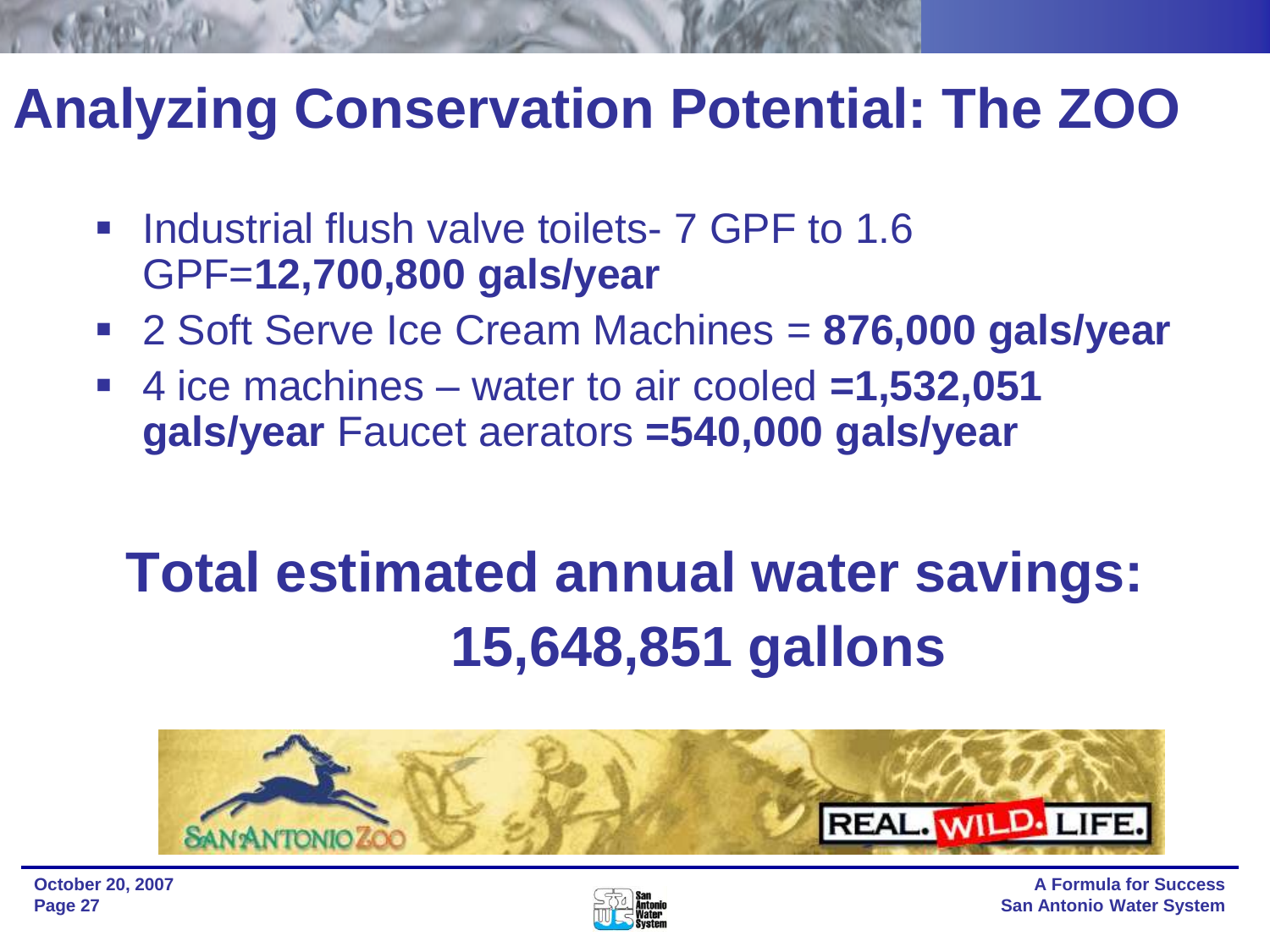# Analyzing Conservation Potential: The ZOO

- Industrial flush valve toilets- 7 GPF to 1.6 GPF=**12,700,800 gals/year**
- 2 Soft Serve Ice Cream Machines = **876,000 gals/year**
- 4 ice machines – water to air cooled **=1,532,051 gals/year** Faucet aerators **=540,000 gals/year**

**Total estimated annual water savings: 15,648,851 gallons**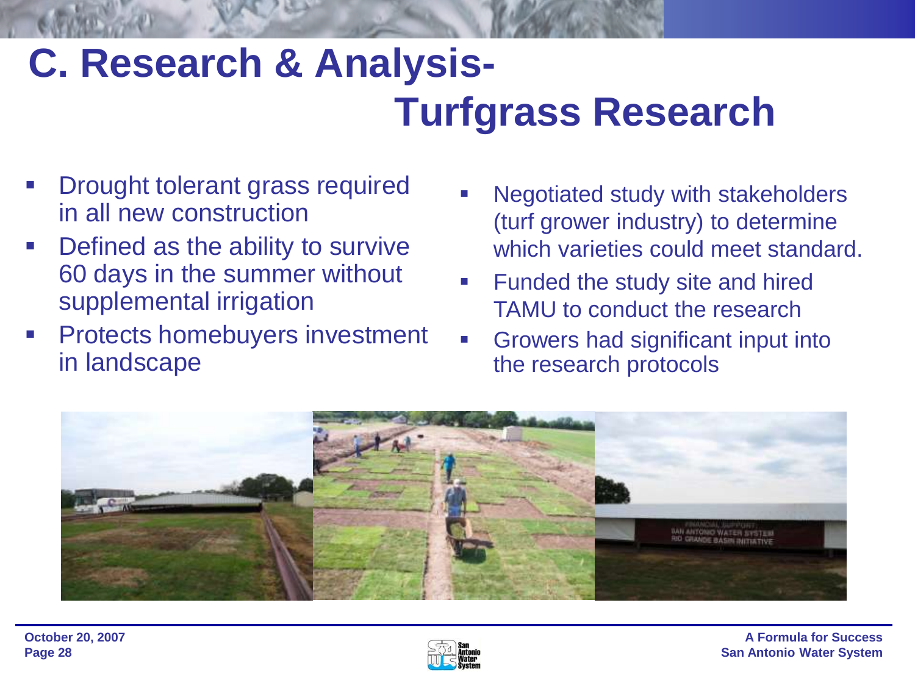# C. Research & Analysis- Turfgrass Research

- Drought tolerant grass required in all new construction
- Defined as the ability to survive 60 days in the summer without supplemental irrigation
- Protects homebuyers investment in landscape
- Negotiated study with stakeholders (turf grower industry) to determine which varieties could meet standard.
- Funded the study site and hired TAMU to conduct the research
- Growers had significant input into the research protocols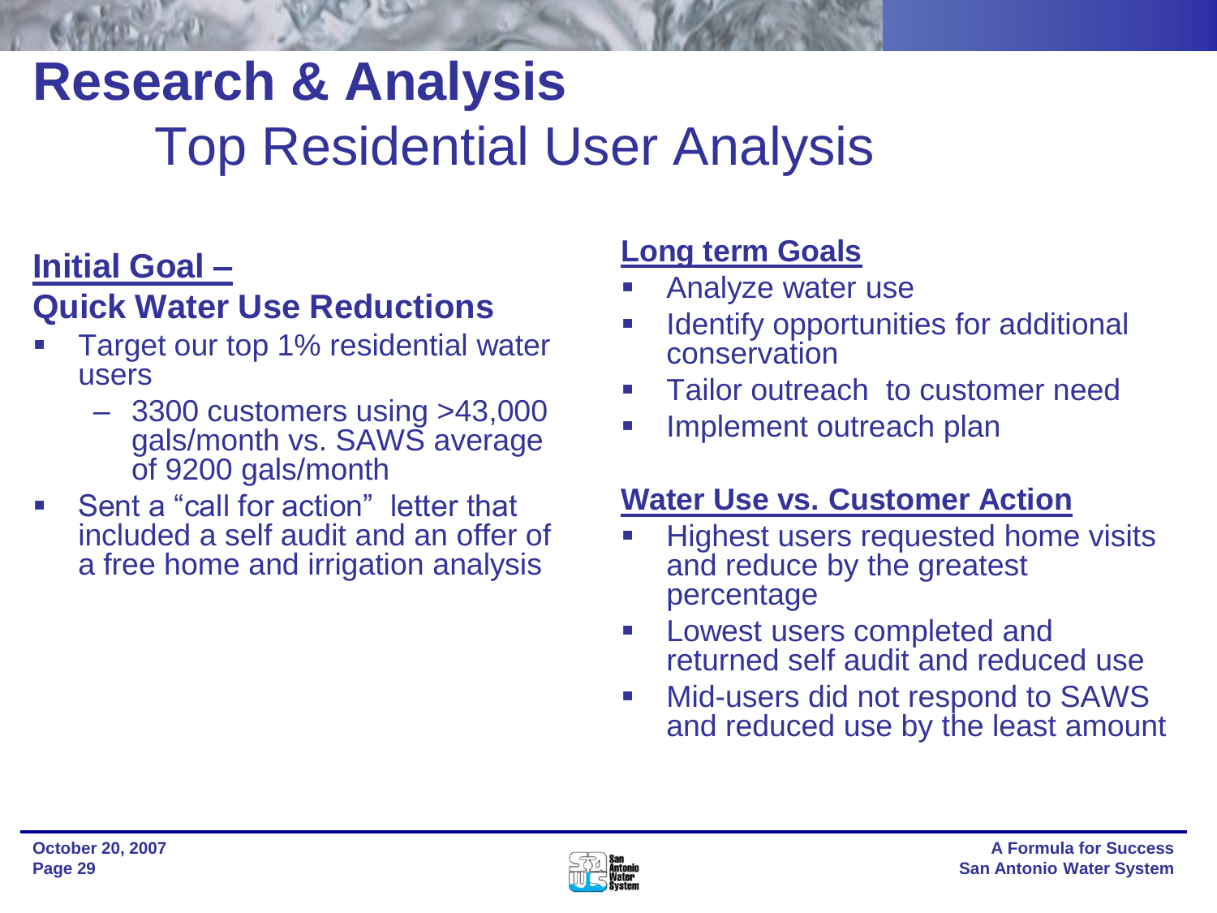# Research & Analysis

## Top Residential User Analysis

**Initial Goal –**

**Quick Water Use Reductions**

- Target our top 1% residential water users
  - 3300 customers using >43,000 gals/month vs. SAWS average of 9200 gals/month
- Sent a “call for action” letter that included a self audit and an offer of a free home and irrigation analysis

**Long term Goals**

- Analyze water use
- Identify opportunities for additional conservation
- Tailor outreach to customer need
- Implement outreach plan

**Water Use vs. Customer Action**

- Highest users requested home visits and reduce by the greatest percentage
- Lowest users completed and returned self audit and reduced use
- Mid-users did not respond to SAWS and reduced use by the least amount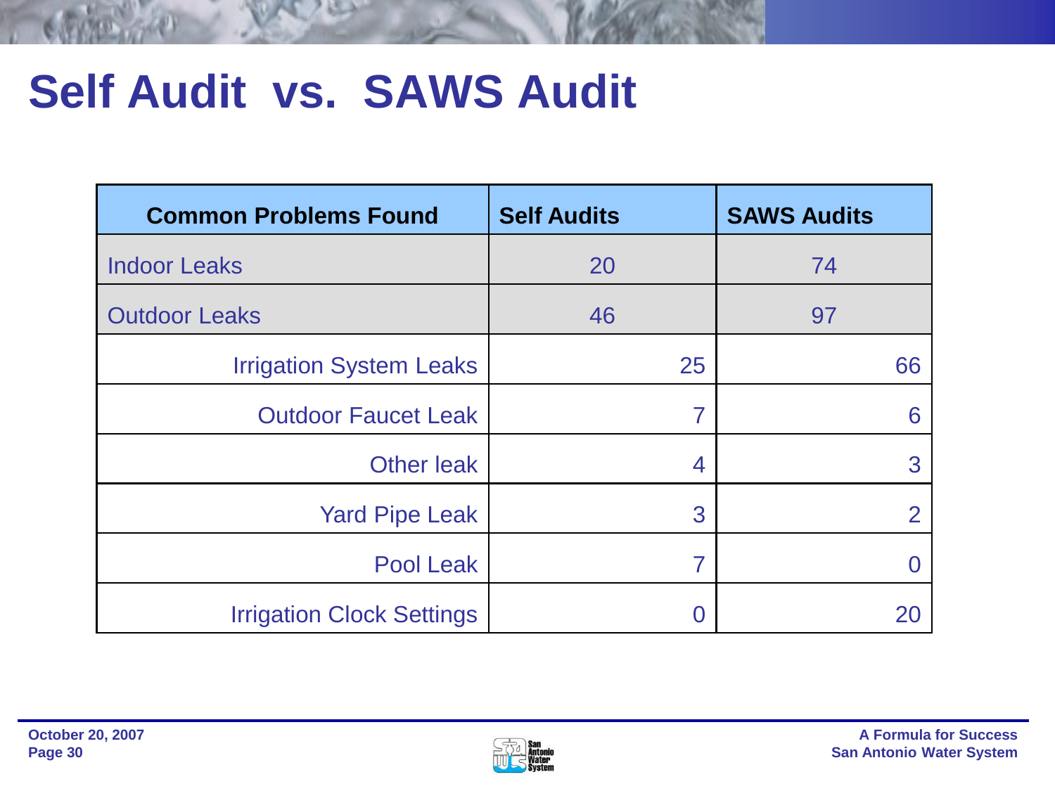# Self Audit vs. SAWS Audit

| Common Problems Found | Self Audits | SAWS Audits |
|---|---|---|
| Indoor Leaks | 20 | 74 |
| Outdoor Leaks | 46 | 97 |
| Irrigation System Leaks | 25 | 66 |
| Outdoor Faucet Leak | 7 | 6 |
| Other leak | 4 | 3 |
| Yard Pipe Leak | 3 | 2 |
| Pool Leak | 7 | 0 |
| Irrigation Clock Settings | 0 | 20 |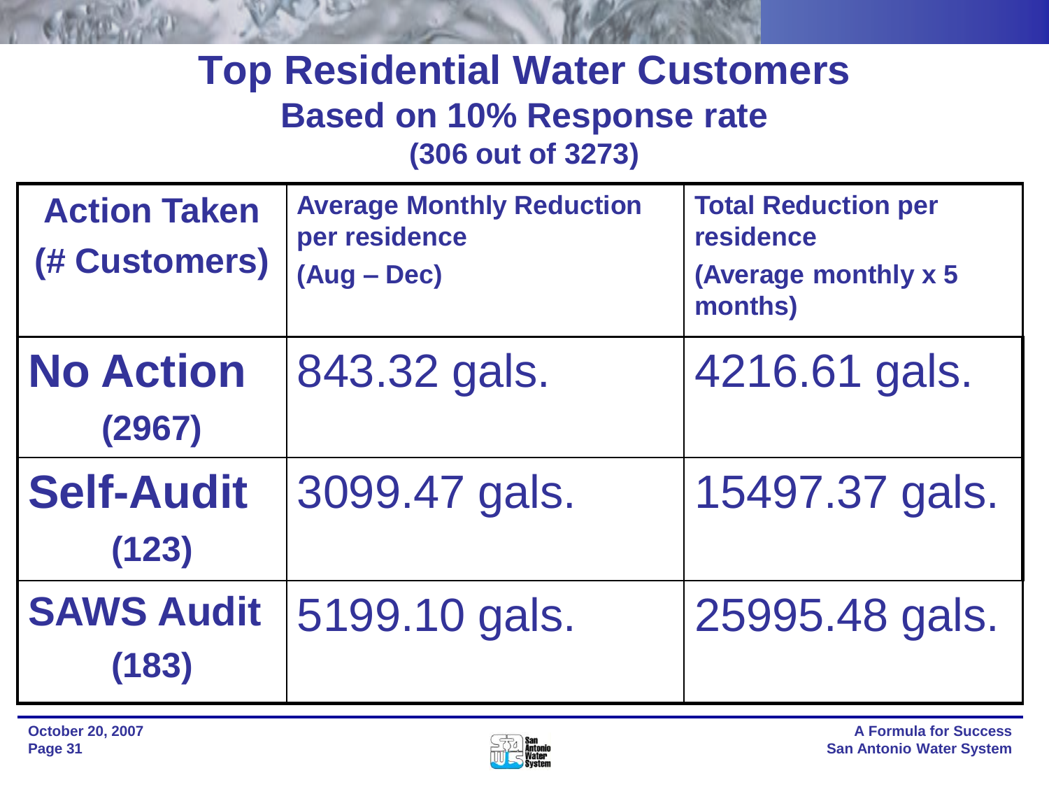# Top Residential Water Customers

## Based on 10% Response rate

### (306 out of 3273)

| Action Taken (# Customers) | Average Monthly Reduction per residence (Aug – Dec) | Total Reduction per residence (Average monthly x 5 months) |
|---|---|---|
| **No Action** (2967) | 843.32 gals. | 4216.61 gals. |
| **Self-Audit** (123) | 3099.47 gals. | 15497.37 gals. |
| **SAWS Audit** (183) | 5199.10 gals. | 25995.48 gals. |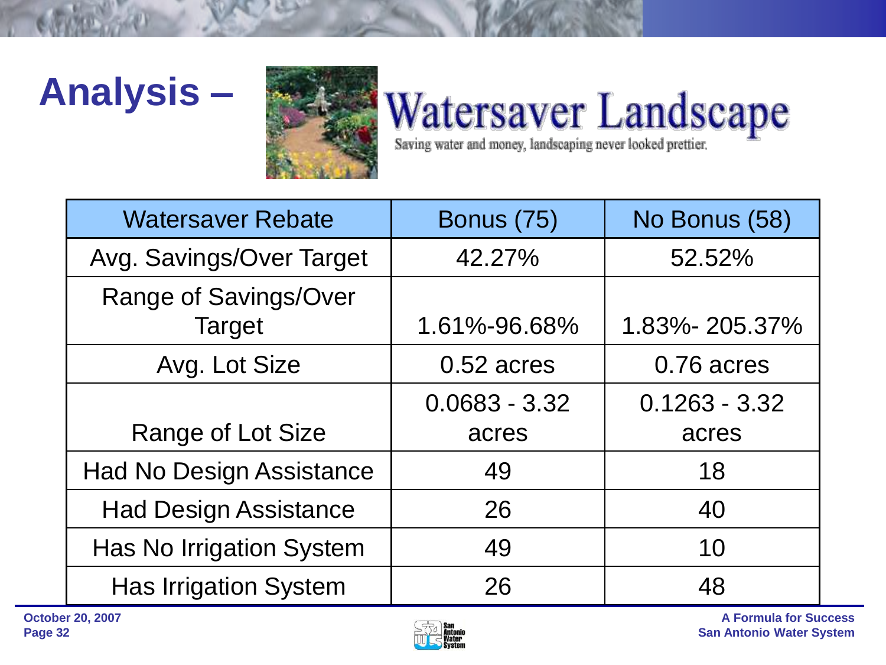# Analysis – Watersaver Landscape

Saving water and money, landscaping never looked prettier.

| Watersaver Rebate | Bonus (75) | No Bonus (58) |
| --- | --- | --- |
| Avg. Savings/Over Target | 42.27% | 52.52% |
| Range of Savings/Over Target | 1.61%-96.68% | 1.83%- 205.37% |
| Avg. Lot Size | 0.52 acres | 0.76 acres |
| Range of Lot Size | 0.0683 - 3.32 acres | 0.1263 - 3.32 acres |
| Had No Design Assistance | 49 | 18 |
| Had Design Assistance | 26 | 40 |
| Has No Irrigation System | 49 | 10 |
| Has Irrigation System | 26 | 48 |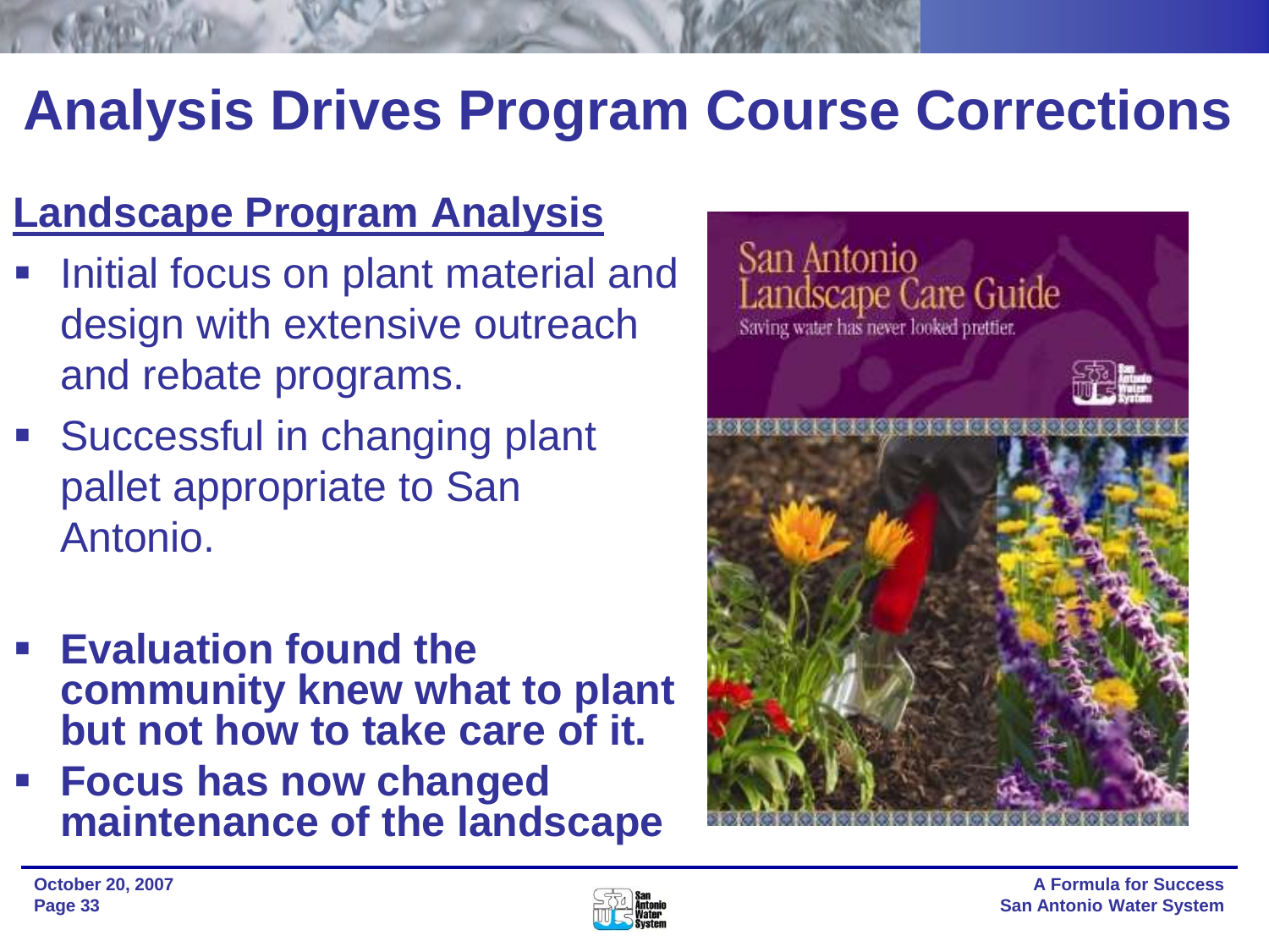# Analysis Drives Program Course Corrections

## Landscape Program Analysis

- Initial focus on plant material and design with extensive outreach and rebate programs.
- Successful in changing plant pallet appropriate to San Antonio.
- **Evaluation found the community knew what to plant but not how to take care of it.**
- **Focus has now changed maintenance of the landscape**

San Antonio Landscape Care Guide

Saving water has never looked prettier.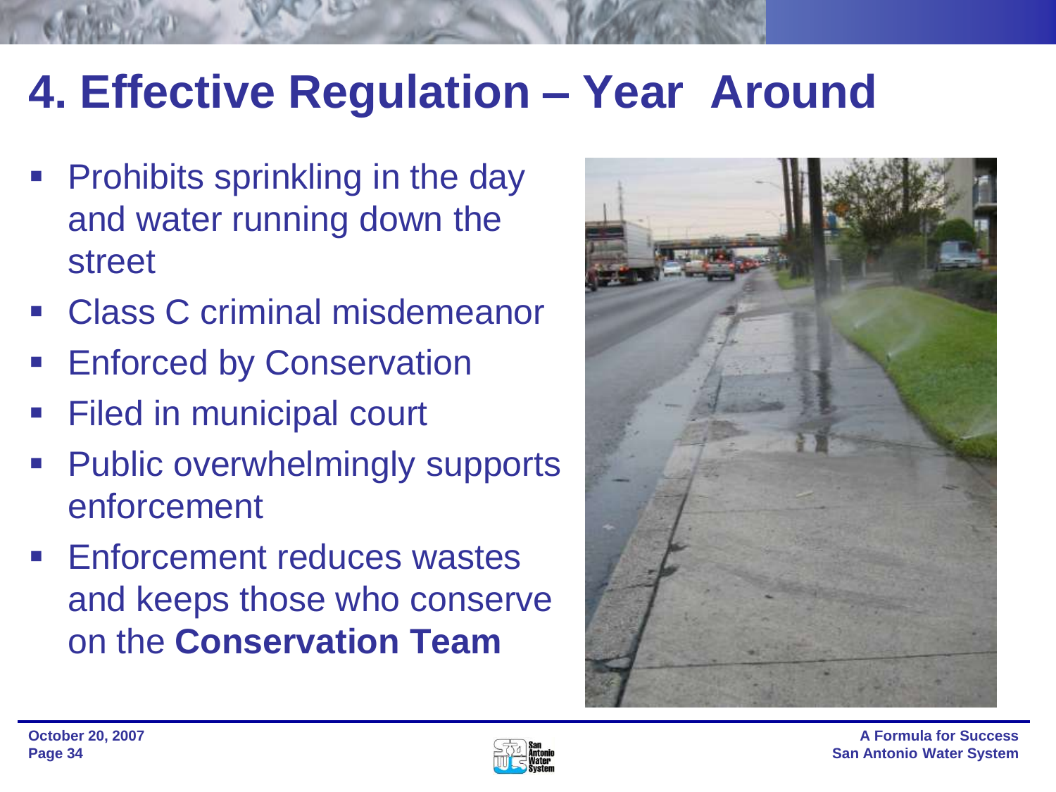# 4. Effective Regulation – Year Around

- Prohibits sprinkling in the day and water running down the street
- Class C criminal misdemeanor
- Enforced by Conservation
- Filed in municipal court
- Public overwhelmingly supports enforcement
- Enforcement reduces wastes and keeps those who conserve on the **Conservation Team**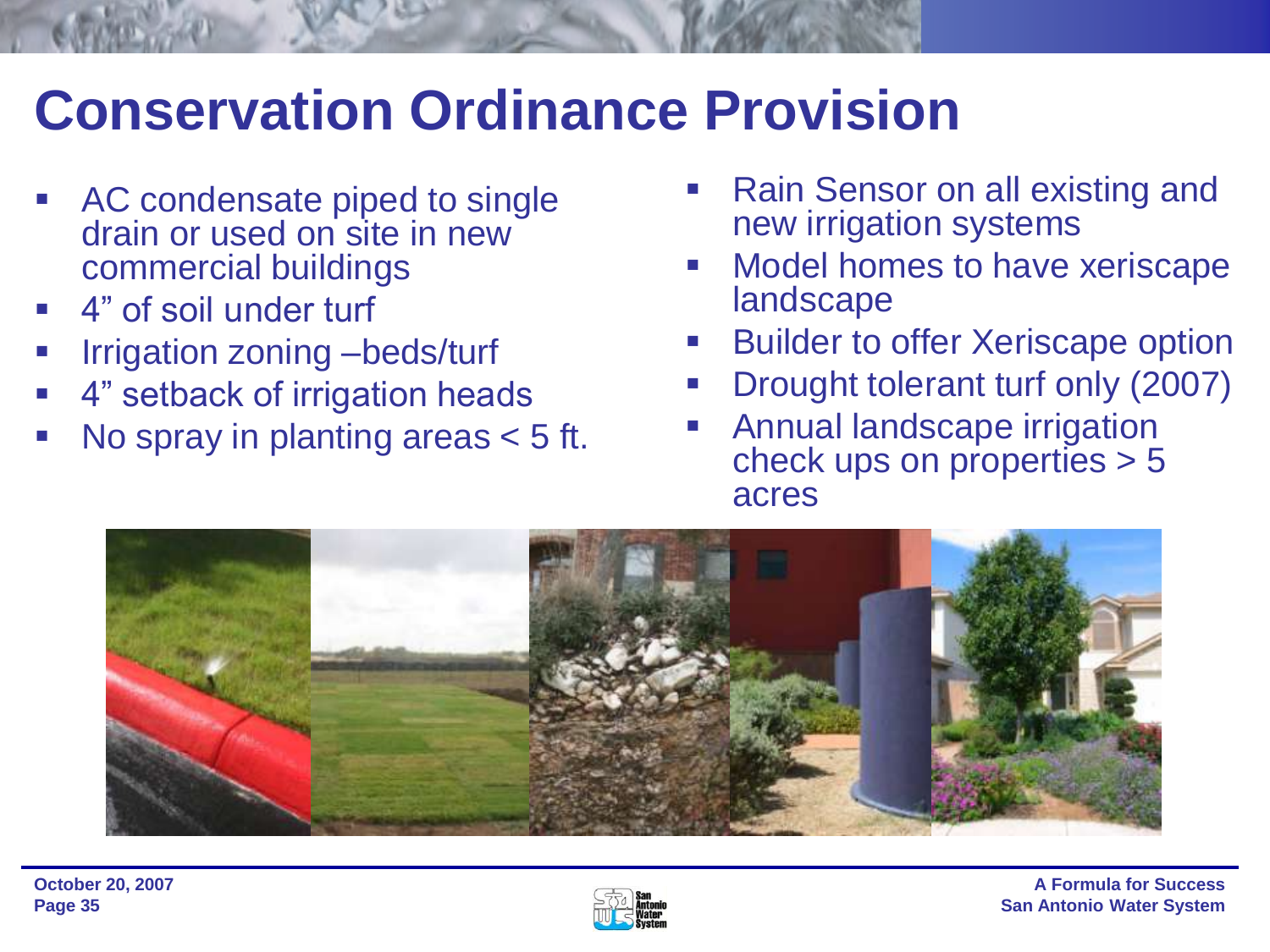# Conservation Ordinance Provision

- AC condensate piped to single drain or used on site in new commercial buildings
- 4" of soil under turf
- Irrigation zoning –beds/turf
- 4" setback of irrigation heads
- No spray in planting areas < 5 ft.
- Rain Sensor on all existing and new irrigation systems
- Model homes to have xeriscape landscape
- Builder to offer Xeriscape option
- Drought tolerant turf only (2007)
- Annual landscape irrigation check ups on properties > 5 acres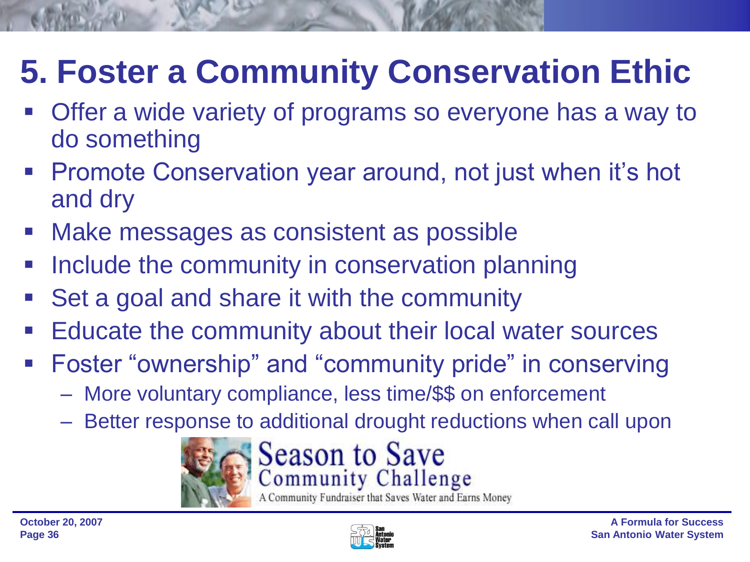# 5. Foster a Community Conservation Ethic

- Offer a wide variety of programs so everyone has a way to do something
- Promote Conservation year around, not just when it's hot and dry
- Make messages as consistent as possible
- Include the community in conservation planning
- Set a goal and share it with the community
- Educate the community about their local water sources
- Foster "ownership" and "community pride" in conserving
  - More voluntary compliance, less time/$$ on enforcement
  - Better response to additional drought reductions when call upon

Season to Save
Community Challenge
A Community Fundraiser that Saves Water and Earns Money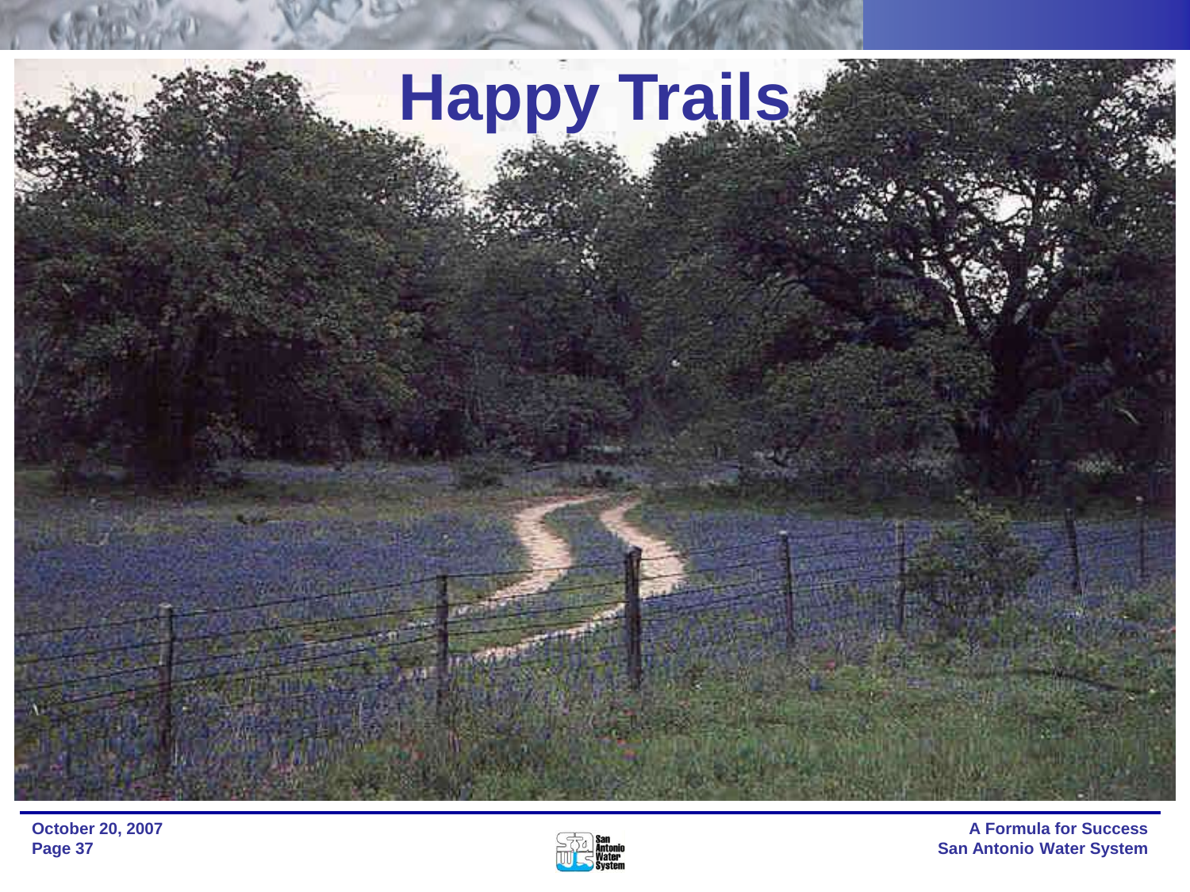# Happy Trails